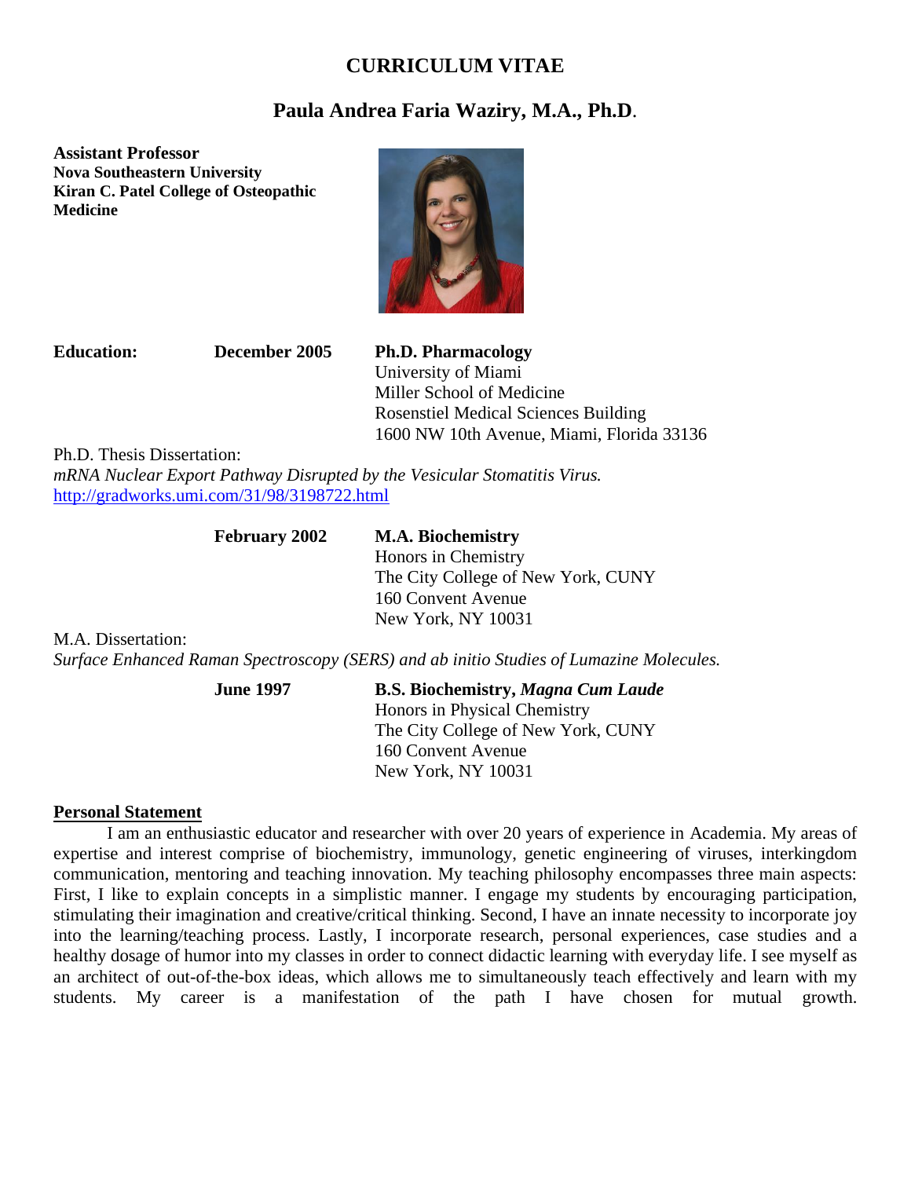# CURRICULUM VITAE

## Paula Andrea Faria Waziry, M.A., Ph.D.

**Assistant Professor**
**Nova Southeastern University**
**Kiran C. Patel College of Osteopathic Medicine**

**Education:**

**December 2005** — **Ph.D. Pharmacology**
University of Miami
Miller School of Medicine
Rosenstiel Medical Sciences Building
1600 NW 10th Avenue, Miami, Florida 33136

Ph.D. Thesis Dissertation:
*mRNA Nuclear Export Pathway Disrupted by the Vesicular Stomatitis Virus.*
http://gradworks.umi.com/31/98/3198722.html

**February 2002** — **M.A. Biochemistry**
Honors in Chemistry
The City College of New York, CUNY
160 Convent Avenue
New York, NY 10031

M.A. Dissertation:
*Surface Enhanced Raman Spectroscopy (SERS) and ab initio Studies of Lumazine Molecules.*

**June 1997** — **B.S. Biochemistry, *Magna Cum Laude***
Honors in Physical Chemistry
The City College of New York, CUNY
160 Convent Avenue
New York, NY 10031

## Personal Statement

I am an enthusiastic educator and researcher with over 20 years of experience in Academia. My areas of expertise and interest comprise of biochemistry, immunology, genetic engineering of viruses, interkingdom communication, mentoring and teaching innovation. My teaching philosophy encompasses three main aspects: First, I like to explain concepts in a simplistic manner. I engage my students by encouraging participation, stimulating their imagination and creative/critical thinking. Second, I have an innate necessity to incorporate joy into the learning/teaching process. Lastly, I incorporate research, personal experiences, case studies and a healthy dosage of humor into my classes in order to connect didactic learning with everyday life. I see myself as an architect of out-of-the-box ideas, which allows me to simultaneously teach effectively and learn with my students. My career is a manifestation of the path I have chosen for mutual growth.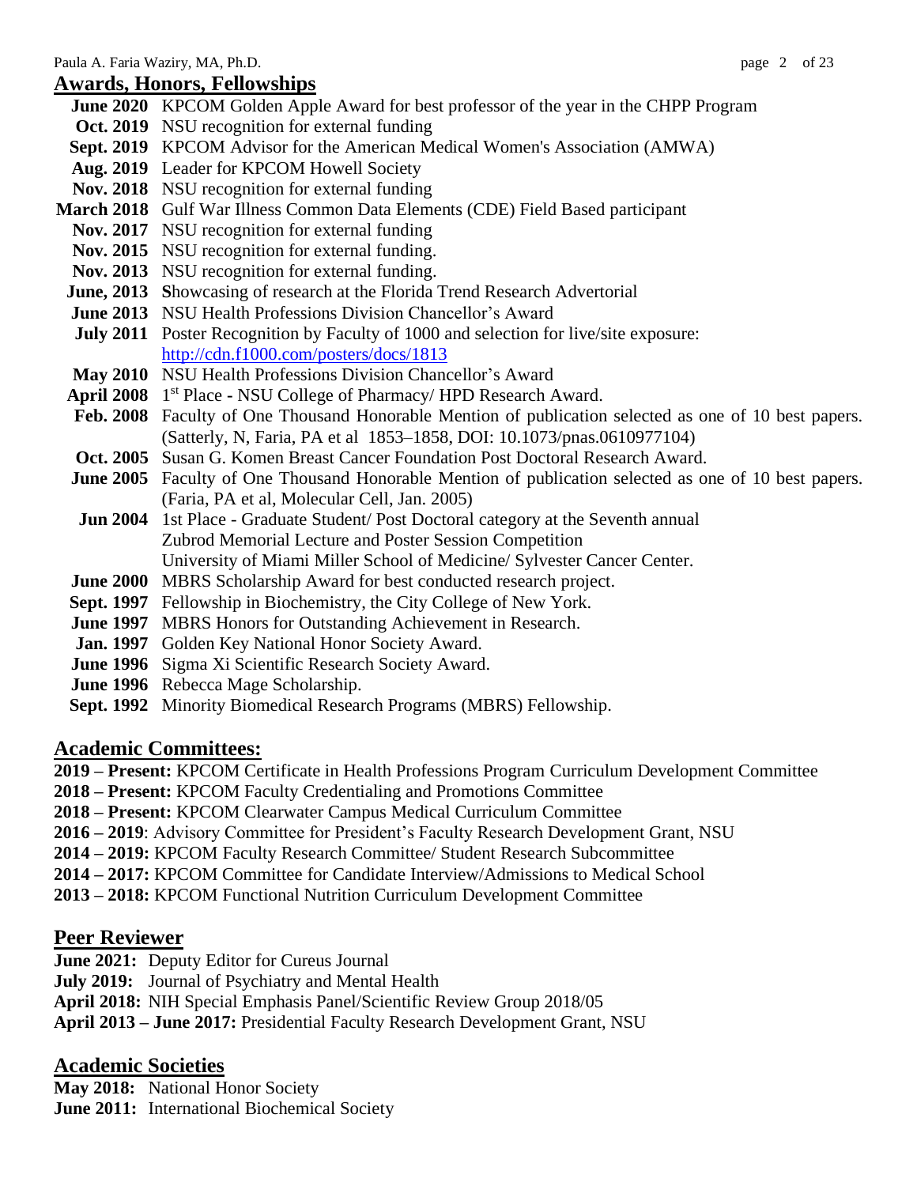## Awards, Honors, Fellowships

**June 2020** KPCOM Golden Apple Award for best professor of the year in the CHPP Program
**Oct. 2019** NSU recognition for external funding
**Sept. 2019** KPCOM Advisor for the American Medical Women's Association (AMWA)
**Aug. 2019** Leader for KPCOM Howell Society
**Nov. 2018** NSU recognition for external funding
**March 2018** Gulf War Illness Common Data Elements (CDE) Field Based participant
**Nov. 2017** NSU recognition for external funding
**Nov. 2015** NSU recognition for external funding.
**Nov. 2013** NSU recognition for external funding.
**June, 2013** **S**howcasing of research at the Florida Trend Research Advertorial
**June 2013** NSU Health Professions Division Chancellor's Award
**July 2011** Poster Recognition by Faculty of 1000 and selection for live/site exposure: http://cdn.f1000.com/posters/docs/1813
**May 2010** NSU Health Professions Division Chancellor's Award
**April 2008** 1st Place **-** NSU College of Pharmacy/ HPD Research Award.
**Feb. 2008** Faculty of One Thousand Honorable Mention of publication selected as one of 10 best papers. (Satterly, N, Faria, PA et al 1853–1858, DOI: 10.1073/pnas.0610977104)
**Oct. 2005** Susan G. Komen Breast Cancer Foundation Post Doctoral Research Award.
**June 2005** Faculty of One Thousand Honorable Mention of publication selected as one of 10 best papers. (Faria, PA et al, Molecular Cell, Jan. 2005)
**Jun 2004** 1st Place - Graduate Student/ Post Doctoral category at the Seventh annual Zubrod Memorial Lecture and Poster Session Competition University of Miami Miller School of Medicine/ Sylvester Cancer Center.
**June 2000** MBRS Scholarship Award for best conducted research project.
**Sept. 1997** Fellowship in Biochemistry, the City College of New York.
**June 1997** MBRS Honors for Outstanding Achievement in Research.
**Jan. 1997** Golden Key National Honor Society Award.
**June 1996** Sigma Xi Scientific Research Society Award.
**June 1996** Rebecca Mage Scholarship.
**Sept. 1992** Minority Biomedical Research Programs (MBRS) Fellowship.

## Academic Committees:

**2019 – Present:** KPCOM Certificate in Health Professions Program Curriculum Development Committee
**2018 – Present:** KPCOM Faculty Credentialing and Promotions Committee
**2018 – Present:** KPCOM Clearwater Campus Medical Curriculum Committee
**2016 – 2019**: Advisory Committee for President's Faculty Research Development Grant, NSU
**2014 – 2019:** KPCOM Faculty Research Committee/ Student Research Subcommittee
**2014 – 2017:** KPCOM Committee for Candidate Interview/Admissions to Medical School
**2013 – 2018:** KPCOM Functional Nutrition Curriculum Development Committee

## Peer Reviewer

**June 2021:** Deputy Editor for Cureus Journal
**July 2019:** Journal of Psychiatry and Mental Health
**April 2018:** NIH Special Emphasis Panel/Scientific Review Group 2018/05
**April 2013 – June 2017:** Presidential Faculty Research Development Grant, NSU

## Academic Societies

**May 2018:** National Honor Society
**June 2011:** International Biochemical Society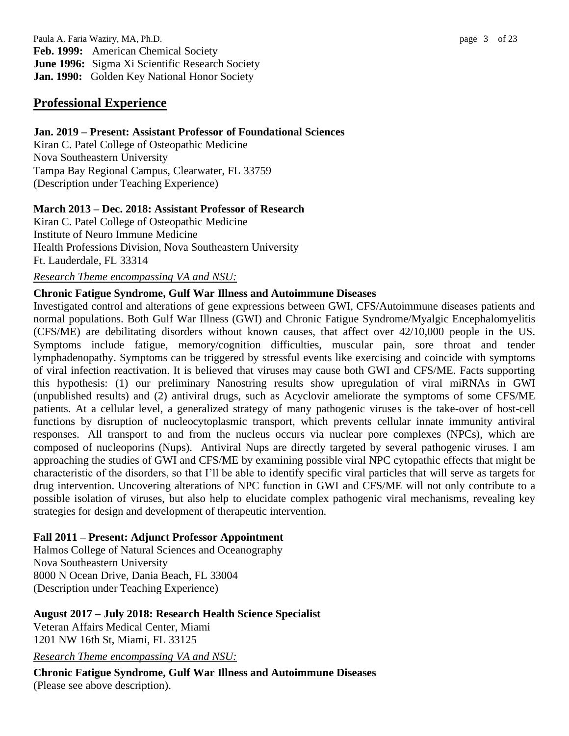**Feb. 1999:** American Chemical Society
**June 1996:** Sigma Xi Scientific Research Society
**Jan. 1990:** Golden Key National Honor Society

## Professional Experience

**Jan. 2019 – Present: Assistant Professor of Foundational Sciences**
Kiran C. Patel College of Osteopathic Medicine
Nova Southeastern University
Tampa Bay Regional Campus, Clearwater, FL 33759
(Description under Teaching Experience)

**March 2013 – Dec. 2018: Assistant Professor of Research**
Kiran C. Patel College of Osteopathic Medicine
Institute of Neuro Immune Medicine
Health Professions Division, Nova Southeastern University
Ft. Lauderdale, FL 33314

*Research Theme encompassing VA and NSU:*

**Chronic Fatigue Syndrome, Gulf War Illness and Autoimmune Diseases**

Investigated control and alterations of gene expressions between GWI, CFS/Autoimmune diseases patients and normal populations. Both Gulf War Illness (GWI) and Chronic Fatigue Syndrome/Myalgic Encephalomyelitis (CFS/ME) are debilitating disorders without known causes, that affect over 42/10,000 people in the US. Symptoms include fatigue, memory/cognition difficulties, muscular pain, sore throat and tender lymphadenopathy. Symptoms can be triggered by stressful events like exercising and coincide with symptoms of viral infection reactivation. It is believed that viruses may cause both GWI and CFS/ME. Facts supporting this hypothesis: (1) our preliminary Nanostring results show upregulation of viral miRNAs in GWI (unpublished results) and (2) antiviral drugs, such as Acyclovir ameliorate the symptoms of some CFS/ME patients. At a cellular level, a generalized strategy of many pathogenic viruses is the take-over of host-cell functions by disruption of nucleocytoplasmic transport, which prevents cellular innate immunity antiviral responses. All transport to and from the nucleus occurs via nuclear pore complexes (NPCs), which are composed of nucleoporins (Nups). Antiviral Nups are directly targeted by several pathogenic viruses. I am approaching the studies of GWI and CFS/ME by examining possible viral NPC cytopathic effects that might be characteristic of the disorders, so that I'll be able to identify specific viral particles that will serve as targets for drug intervention. Uncovering alterations of NPC function in GWI and CFS/ME will not only contribute to a possible isolation of viruses, but also help to elucidate complex pathogenic viral mechanisms, revealing key strategies for design and development of therapeutic intervention.

**Fall 2011 – Present: Adjunct Professor Appointment**
Halmos College of Natural Sciences and Oceanography
Nova Southeastern University
8000 N Ocean Drive, Dania Beach, FL 33004
(Description under Teaching Experience)

**August 2017 – July 2018: Research Health Science Specialist**
Veteran Affairs Medical Center, Miami
1201 NW 16th St, Miami, FL 33125

*Research Theme encompassing VA and NSU:*

**Chronic Fatigue Syndrome, Gulf War Illness and Autoimmune Diseases**
(Please see above description).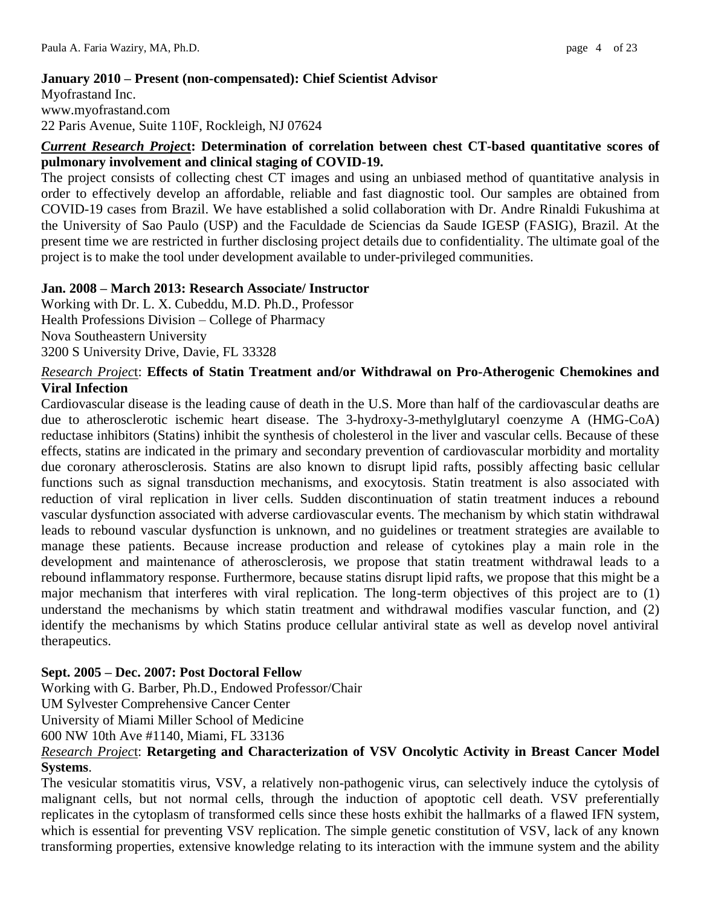**January 2010 – Present (non-compensated): Chief Scientist Advisor**
Myofrastand Inc.
www.myofrastand.com
22 Paris Avenue, Suite 110F, Rockleigh, NJ 07624

***Current Research Projec*t: Determination of correlation between chest CT-based quantitative scores of pulmonary involvement and clinical staging of COVID-19.**
The project consists of collecting chest CT images and using an unbiased method of quantitative analysis in order to effectively develop an affordable, reliable and fast diagnostic tool. Our samples are obtained from COVID-19 cases from Brazil. We have established a solid collaboration with Dr. Andre Rinaldi Fukushima at the University of Sao Paulo (USP) and the Faculdade de Sciencias da Saude IGESP (FASIG), Brazil. At the present time we are restricted in further disclosing project details due to confidentiality. The ultimate goal of the project is to make the tool under development available to under-privileged communities.

**Jan. 2008 – March 2013: Research Associate/ Instructor**
Working with Dr. L. X. Cubeddu, M.D. Ph.D., Professor
Health Professions Division – College of Pharmacy
Nova Southeastern University
3200 S University Drive, Davie, FL 33328

*Research Projec*t: **Effects of Statin Treatment and/or Withdrawal on Pro-Atherogenic Chemokines and Viral Infection**
Cardiovascular disease is the leading cause of death in the U.S. More than half of the cardiovascular deaths are due to atherosclerotic ischemic heart disease. The 3-hydroxy-3-methylglutaryl coenzyme A (HMG-CoA) reductase inhibitors (Statins) inhibit the synthesis of cholesterol in the liver and vascular cells. Because of these effects, statins are indicated in the primary and secondary prevention of cardiovascular morbidity and mortality due coronary atherosclerosis. Statins are also known to disrupt lipid rafts, possibly affecting basic cellular functions such as signal transduction mechanisms, and exocytosis. Statin treatment is also associated with reduction of viral replication in liver cells. Sudden discontinuation of statin treatment induces a rebound vascular dysfunction associated with adverse cardiovascular events. The mechanism by which statin withdrawal leads to rebound vascular dysfunction is unknown, and no guidelines or treatment strategies are available to manage these patients. Because increase production and release of cytokines play a main role in the development and maintenance of atherosclerosis, we propose that statin treatment withdrawal leads to a rebound inflammatory response. Furthermore, because statins disrupt lipid rafts, we propose that this might be a major mechanism that interferes with viral replication. The long-term objectives of this project are to (1) understand the mechanisms by which statin treatment and withdrawal modifies vascular function, and (2) identify the mechanisms by which Statins produce cellular antiviral state as well as develop novel antiviral therapeutics.

**Sept. 2005 – Dec. 2007: Post Doctoral Fellow**
Working with G. Barber, Ph.D., Endowed Professor/Chair
UM Sylvester Comprehensive Cancer Center
University of Miami Miller School of Medicine
600 NW 10th Ave #1140, Miami, FL 33136

*Research Projec*t: **Retargeting and Characterization of VSV Oncolytic Activity in Breast Cancer Model Systems**.
The vesicular stomatitis virus, VSV, a relatively non-pathogenic virus, can selectively induce the cytolysis of malignant cells, but not normal cells, through the induction of apoptotic cell death. VSV preferentially replicates in the cytoplasm of transformed cells since these hosts exhibit the hallmarks of a flawed IFN system, which is essential for preventing VSV replication. The simple genetic constitution of VSV, lack of any known transforming properties, extensive knowledge relating to its interaction with the immune system and the ability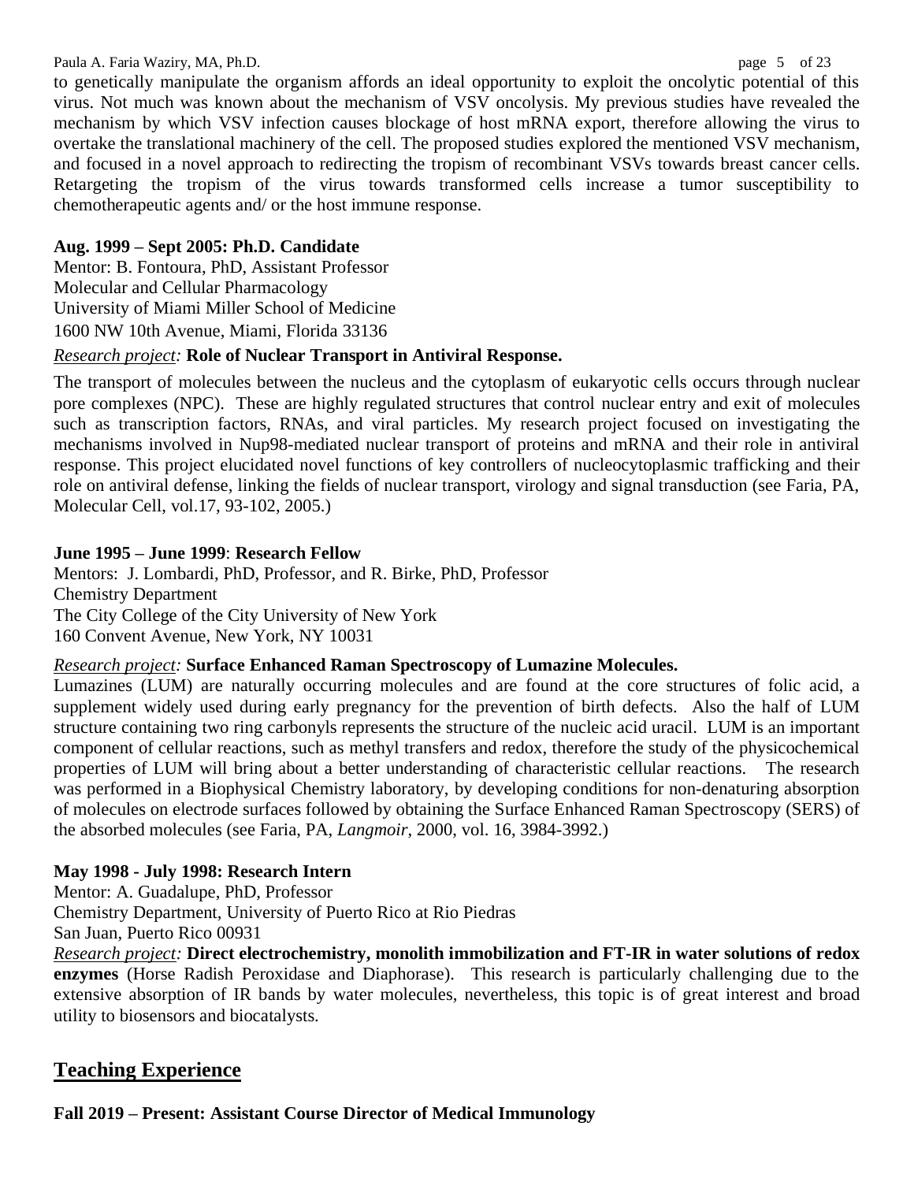to genetically manipulate the organism affords an ideal opportunity to exploit the oncolytic potential of this virus. Not much was known about the mechanism of VSV oncolysis. My previous studies have revealed the mechanism by which VSV infection causes blockage of host mRNA export, therefore allowing the virus to overtake the translational machinery of the cell. The proposed studies explored the mentioned VSV mechanism, and focused in a novel approach to redirecting the tropism of recombinant VSVs towards breast cancer cells. Retargeting the tropism of the virus towards transformed cells increase a tumor susceptibility to chemotherapeutic agents and/ or the host immune response.

**Aug. 1999 – Sept 2005: Ph.D. Candidate**

Mentor: B. Fontoura, PhD, Assistant Professor
Molecular and Cellular Pharmacology
University of Miami Miller School of Medicine
1600 NW 10th Avenue, Miami, Florida 33136

*Research project:* **Role of Nuclear Transport in Antiviral Response.**

The transport of molecules between the nucleus and the cytoplasm of eukaryotic cells occurs through nuclear pore complexes (NPC). These are highly regulated structures that control nuclear entry and exit of molecules such as transcription factors, RNAs, and viral particles. My research project focused on investigating the mechanisms involved in Nup98-mediated nuclear transport of proteins and mRNA and their role in antiviral response. This project elucidated novel functions of key controllers of nucleocytoplasmic trafficking and their role on antiviral defense, linking the fields of nuclear transport, virology and signal transduction (see Faria, PA, Molecular Cell, vol.17, 93-102, 2005.)

**June 1995 – June 1999**: **Research Fellow**

Mentors: J. Lombardi, PhD, Professor, and R. Birke, PhD, Professor
Chemistry Department
The City College of the City University of New York
160 Convent Avenue, New York, NY 10031

*Research project:* **Surface Enhanced Raman Spectroscopy of Lumazine Molecules.**

Lumazines (LUM) are naturally occurring molecules and are found at the core structures of folic acid, a supplement widely used during early pregnancy for the prevention of birth defects. Also the half of LUM structure containing two ring carbonyls represents the structure of the nucleic acid uracil. LUM is an important component of cellular reactions, such as methyl transfers and redox, therefore the study of the physicochemical properties of LUM will bring about a better understanding of characteristic cellular reactions. The research was performed in a Biophysical Chemistry laboratory, by developing conditions for non-denaturing absorption of molecules on electrode surfaces followed by obtaining the Surface Enhanced Raman Spectroscopy (SERS) of the absorbed molecules (see Faria, PA, *Langmoir*, 2000, vol. 16, 3984-3992.)

**May 1998 - July 1998: Research Intern**

Mentor: A. Guadalupe, PhD, Professor
Chemistry Department, University of Puerto Rico at Rio Piedras
San Juan, Puerto Rico 00931

*Research project:* **Direct electrochemistry, monolith immobilization and FT-IR in water solutions of redox enzymes** (Horse Radish Peroxidase and Diaphorase). This research is particularly challenging due to the extensive absorption of IR bands by water molecules, nevertheless, this topic is of great interest and broad utility to biosensors and biocatalysts.

## Teaching Experience

**Fall 2019 – Present: Assistant Course Director of Medical Immunology**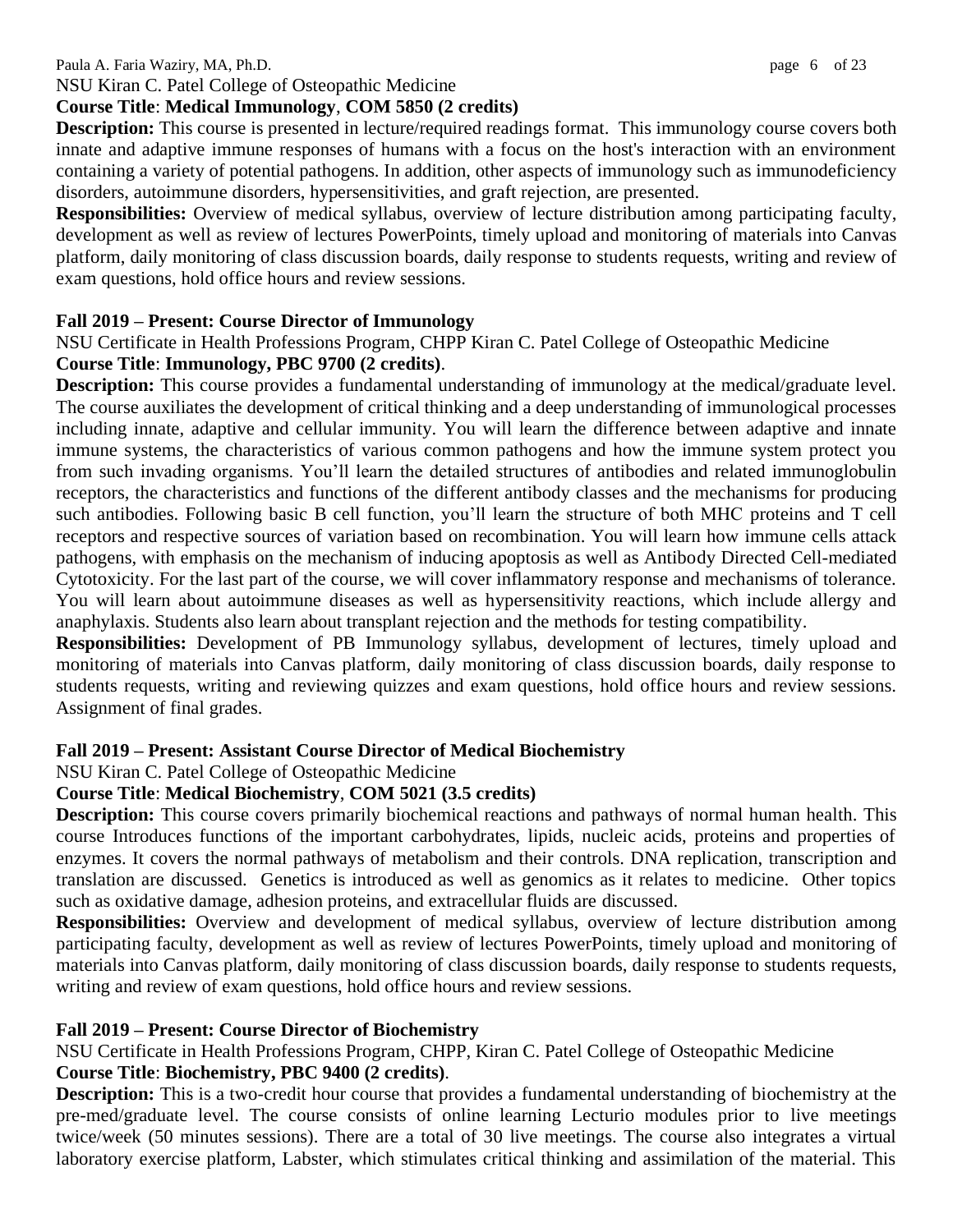NSU Kiran C. Patel College of Osteopathic Medicine

**Course Title**: **Medical Immunology**, **COM 5850 (2 credits)**

**Description:** This course is presented in lecture/required readings format. This immunology course covers both innate and adaptive immune responses of humans with a focus on the host's interaction with an environment containing a variety of potential pathogens. In addition, other aspects of immunology such as immunodeficiency disorders, autoimmune disorders, hypersensitivities, and graft rejection, are presented.

**Responsibilities:** Overview of medical syllabus, overview of lecture distribution among participating faculty, development as well as review of lectures PowerPoints, timely upload and monitoring of materials into Canvas platform, daily monitoring of class discussion boards, daily response to students requests, writing and review of exam questions, hold office hours and review sessions.

**Fall 2019 – Present: Course Director of Immunology**

NSU Certificate in Health Professions Program, CHPP Kiran C. Patel College of Osteopathic Medicine

**Course Title**: **Immunology, PBC 9700 (2 credits)**.

**Description:** This course provides a fundamental understanding of immunology at the medical/graduate level. The course auxiliates the development of critical thinking and a deep understanding of immunological processes including innate, adaptive and cellular immunity. You will learn the difference between adaptive and innate immune systems, the characteristics of various common pathogens and how the immune system protect you from such invading organisms. You'll learn the detailed structures of antibodies and related immunoglobulin receptors, the characteristics and functions of the different antibody classes and the mechanisms for producing such antibodies. Following basic B cell function, you'll learn the structure of both MHC proteins and T cell receptors and respective sources of variation based on recombination. You will learn how immune cells attack pathogens, with emphasis on the mechanism of inducing apoptosis as well as Antibody Directed Cell-mediated Cytotoxicity. For the last part of the course, we will cover inflammatory response and mechanisms of tolerance. You will learn about autoimmune diseases as well as hypersensitivity reactions, which include allergy and anaphylaxis. Students also learn about transplant rejection and the methods for testing compatibility.

**Responsibilities:** Development of PB Immunology syllabus, development of lectures, timely upload and monitoring of materials into Canvas platform, daily monitoring of class discussion boards, daily response to students requests, writing and reviewing quizzes and exam questions, hold office hours and review sessions. Assignment of final grades.

**Fall 2019 – Present: Assistant Course Director of Medical Biochemistry**

NSU Kiran C. Patel College of Osteopathic Medicine

**Course Title**: **Medical Biochemistry**, **COM 5021 (3.5 credits)**

**Description:** This course covers primarily biochemical reactions and pathways of normal human health. This course Introduces functions of the important carbohydrates, lipids, nucleic acids, proteins and properties of enzymes. It covers the normal pathways of metabolism and their controls. DNA replication, transcription and translation are discussed. Genetics is introduced as well as genomics as it relates to medicine. Other topics such as oxidative damage, adhesion proteins, and extracellular fluids are discussed.

**Responsibilities:** Overview and development of medical syllabus, overview of lecture distribution among participating faculty, development as well as review of lectures PowerPoints, timely upload and monitoring of materials into Canvas platform, daily monitoring of class discussion boards, daily response to students requests, writing and review of exam questions, hold office hours and review sessions.

**Fall 2019 – Present: Course Director of Biochemistry**

NSU Certificate in Health Professions Program, CHPP, Kiran C. Patel College of Osteopathic Medicine

**Course Title**: **Biochemistry, PBC 9400 (2 credits)**.

**Description:** This is a two-credit hour course that provides a fundamental understanding of biochemistry at the pre-med/graduate level. The course consists of online learning Lecturio modules prior to live meetings twice/week (50 minutes sessions). There are a total of 30 live meetings. The course also integrates a virtual laboratory exercise platform, Labster, which stimulates critical thinking and assimilation of the material. This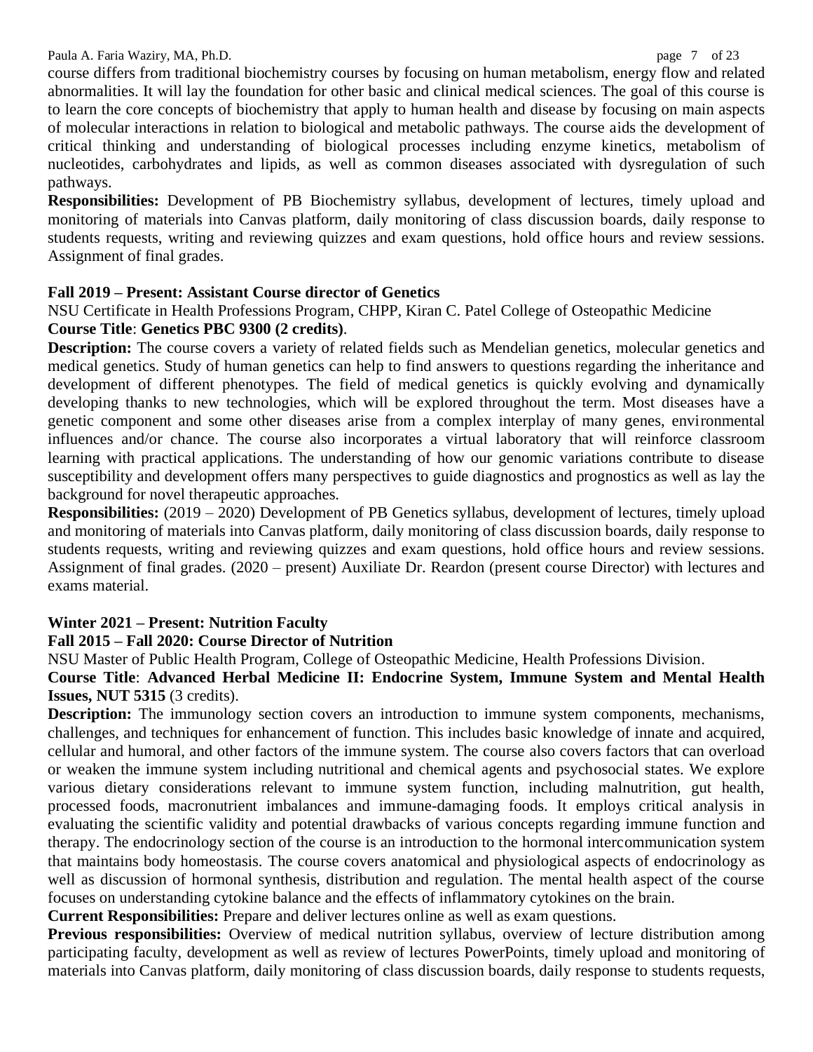course differs from traditional biochemistry courses by focusing on human metabolism, energy flow and related abnormalities. It will lay the foundation for other basic and clinical medical sciences. The goal of this course is to learn the core concepts of biochemistry that apply to human health and disease by focusing on main aspects of molecular interactions in relation to biological and metabolic pathways. The course aids the development of critical thinking and understanding of biological processes including enzyme kinetics, metabolism of nucleotides, carbohydrates and lipids, as well as common diseases associated with dysregulation of such pathways.

**Responsibilities:** Development of PB Biochemistry syllabus, development of lectures, timely upload and monitoring of materials into Canvas platform, daily monitoring of class discussion boards, daily response to students requests, writing and reviewing quizzes and exam questions, hold office hours and review sessions. Assignment of final grades.

**Fall 2019 – Present: Assistant Course director of Genetics**

NSU Certificate in Health Professions Program, CHPP, Kiran C. Patel College of Osteopathic Medicine

**Course Title**: **Genetics PBC 9300 (2 credits)**.

**Description:** The course covers a variety of related fields such as Mendelian genetics, molecular genetics and medical genetics. Study of human genetics can help to find answers to questions regarding the inheritance and development of different phenotypes. The field of medical genetics is quickly evolving and dynamically developing thanks to new technologies, which will be explored throughout the term. Most diseases have a genetic component and some other diseases arise from a complex interplay of many genes, environmental influences and/or chance. The course also incorporates a virtual laboratory that will reinforce classroom learning with practical applications. The understanding of how our genomic variations contribute to disease susceptibility and development offers many perspectives to guide diagnostics and prognostics as well as lay the background for novel therapeutic approaches.

**Responsibilities:** (2019 – 2020) Development of PB Genetics syllabus, development of lectures, timely upload and monitoring of materials into Canvas platform, daily monitoring of class discussion boards, daily response to students requests, writing and reviewing quizzes and exam questions, hold office hours and review sessions. Assignment of final grades. (2020 – present) Auxiliate Dr. Reardon (present course Director) with lectures and exams material.

**Winter 2021 – Present: Nutrition Faculty**

**Fall 2015 – Fall 2020: Course Director of Nutrition**

NSU Master of Public Health Program, College of Osteopathic Medicine, Health Professions Division.

**Course Title**: **Advanced Herbal Medicine II: Endocrine System, Immune System and Mental Health Issues, NUT 5315** (3 credits).

**Description:** The immunology section covers an introduction to immune system components, mechanisms, challenges, and techniques for enhancement of function. This includes basic knowledge of innate and acquired, cellular and humoral, and other factors of the immune system. The course also covers factors that can overload or weaken the immune system including nutritional and chemical agents and psychosocial states. We explore various dietary considerations relevant to immune system function, including malnutrition, gut health, processed foods, macronutrient imbalances and immune-damaging foods. It employs critical analysis in evaluating the scientific validity and potential drawbacks of various concepts regarding immune function and therapy. The endocrinology section of the course is an introduction to the hormonal intercommunication system that maintains body homeostasis. The course covers anatomical and physiological aspects of endocrinology as well as discussion of hormonal synthesis, distribution and regulation. The mental health aspect of the course focuses on understanding cytokine balance and the effects of inflammatory cytokines on the brain.

**Current Responsibilities:** Prepare and deliver lectures online as well as exam questions.

**Previous responsibilities:** Overview of medical nutrition syllabus, overview of lecture distribution among participating faculty, development as well as review of lectures PowerPoints, timely upload and monitoring of materials into Canvas platform, daily monitoring of class discussion boards, daily response to students requests,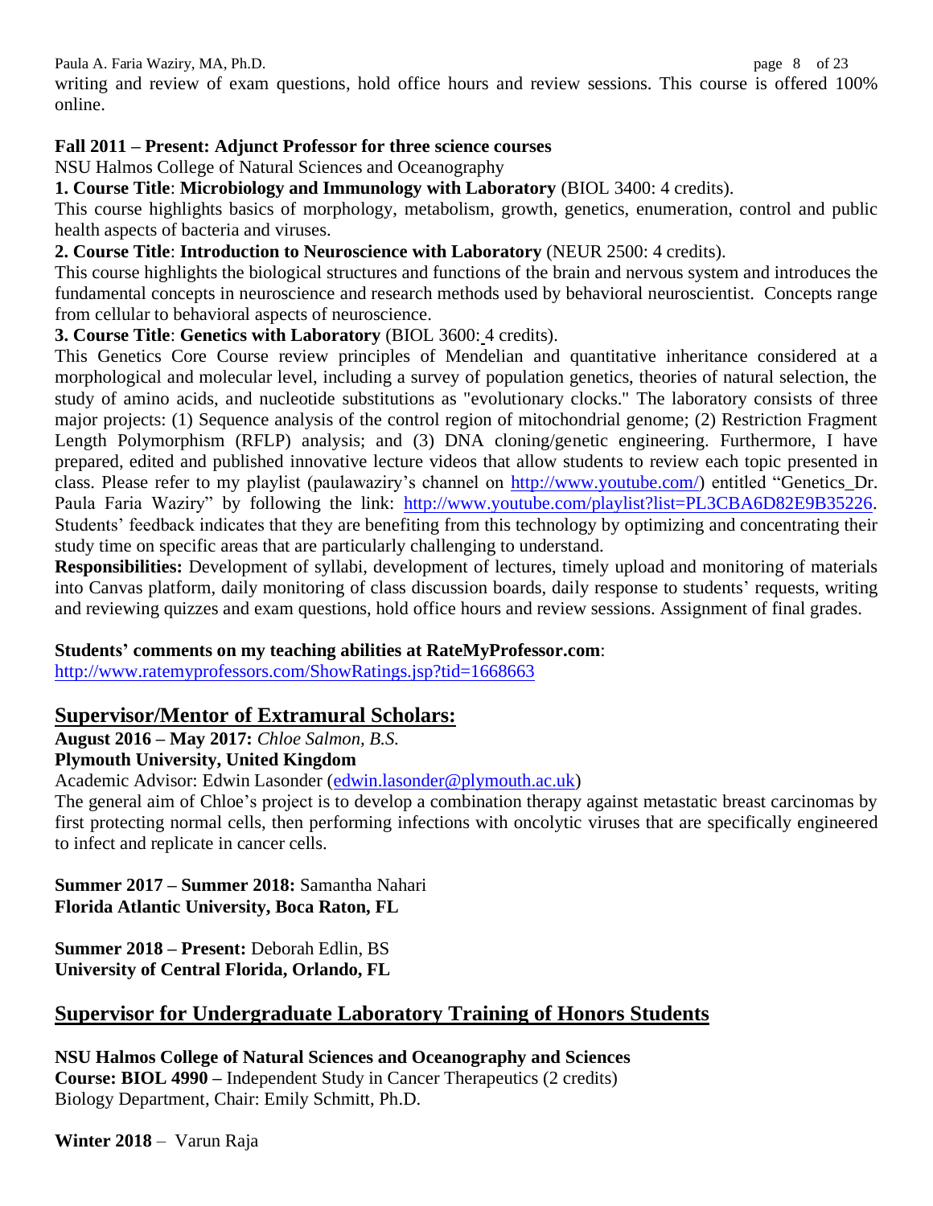writing and review of exam questions, hold office hours and review sessions. This course is offered 100% online.

**Fall 2011 – Present: Adjunct Professor for three science courses**

NSU Halmos College of Natural Sciences and Oceanography

**1. Course Title**: **Microbiology and Immunology with Laboratory** (BIOL 3400: 4 credits).

This course highlights basics of morphology, metabolism, growth, genetics, enumeration, control and public health aspects of bacteria and viruses.

**2. Course Title**: **Introduction to Neuroscience with Laboratory** (NEUR 2500: 4 credits).

This course highlights the biological structures and functions of the brain and nervous system and introduces the fundamental concepts in neuroscience and research methods used by behavioral neuroscientist. Concepts range from cellular to behavioral aspects of neuroscience.

**3. Course Title**: **Genetics with Laboratory** (BIOL 3600: 4 credits).

This Genetics Core Course review principles of Mendelian and quantitative inheritance considered at a morphological and molecular level, including a survey of population genetics, theories of natural selection, the study of amino acids, and nucleotide substitutions as "evolutionary clocks." The laboratory consists of three major projects: (1) Sequence analysis of the control region of mitochondrial genome; (2) Restriction Fragment Length Polymorphism (RFLP) analysis; and (3) DNA cloning/genetic engineering. Furthermore, I have prepared, edited and published innovative lecture videos that allow students to review each topic presented in class. Please refer to my playlist (paulawaziry's channel on http://www.youtube.com/) entitled "Genetics_Dr. Paula Faria Waziry" by following the link: http://www.youtube.com/playlist?list=PL3CBA6D82E9B35226. Students' feedback indicates that they are benefiting from this technology by optimizing and concentrating their study time on specific areas that are particularly challenging to understand.

**Responsibilities:** Development of syllabi, development of lectures, timely upload and monitoring of materials into Canvas platform, daily monitoring of class discussion boards, daily response to students' requests, writing and reviewing quizzes and exam questions, hold office hours and review sessions. Assignment of final grades.

**Students' comments on my teaching abilities at RateMyProfessor.com**:

http://www.ratemyprofessors.com/ShowRatings.jsp?tid=1668663

## Supervisor/Mentor of Extramural Scholars:

**August 2016 – May 2017:** *Chloe Salmon, B.S.*

**Plymouth University, United Kingdom**

Academic Advisor: Edwin Lasonder (edwin.lasonder@plymouth.ac.uk)

The general aim of Chloe's project is to develop a combination therapy against metastatic breast carcinomas by first protecting normal cells, then performing infections with oncolytic viruses that are specifically engineered to infect and replicate in cancer cells.

**Summer 2017 – Summer 2018:** Samantha Nahari

**Florida Atlantic University, Boca Raton, FL**

**Summer 2018 – Present:** Deborah Edlin, BS

**University of Central Florida, Orlando, FL**

## Supervisor for Undergraduate Laboratory Training of Honors Students

**NSU Halmos College of Natural Sciences and Oceanography and Sciences**

**Course: BIOL 4990 –** Independent Study in Cancer Therapeutics (2 credits)

Biology Department, Chair: Emily Schmitt, Ph.D.

**Winter 2018** – Varun Raja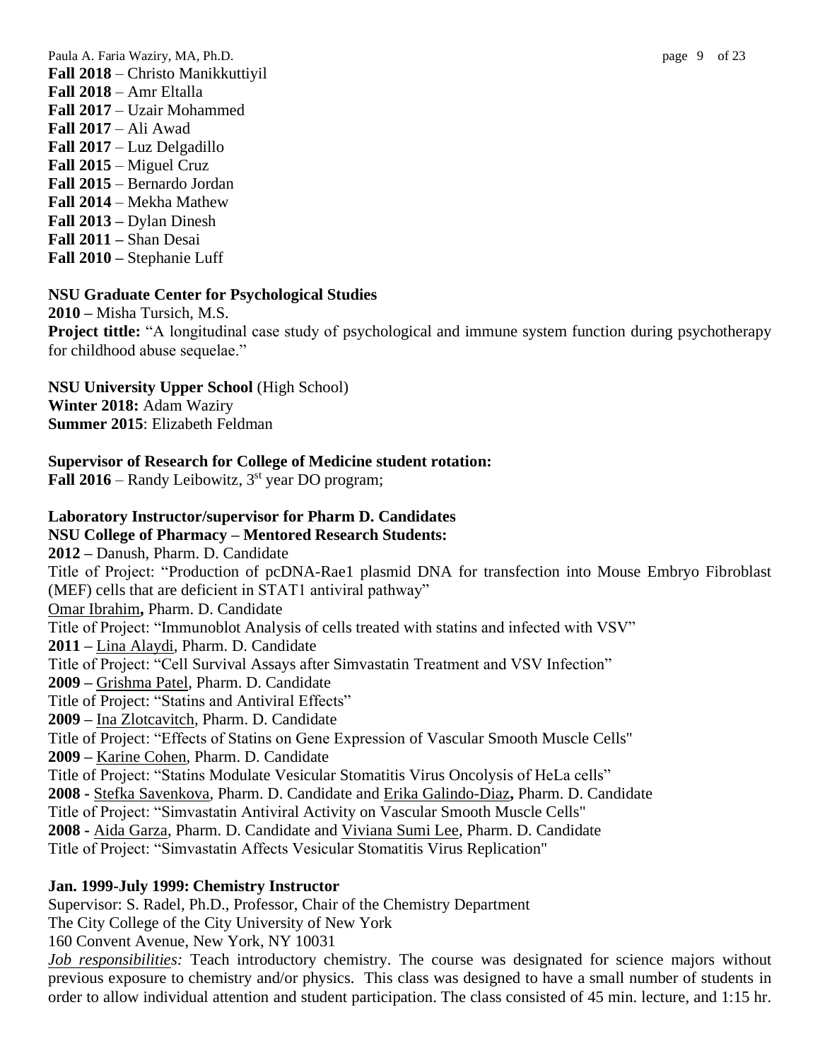**Fall 2018** – Christo Manikkuttiyil
**Fall 2018** – Amr Eltalla
**Fall 2017** – Uzair Mohammed
**Fall 2017** – Ali Awad
**Fall 2017** – Luz Delgadillo
**Fall 2015** – Miguel Cruz
**Fall 2015** – Bernardo Jordan
**Fall 2014** – Mekha Mathew
**Fall 2013 –** Dylan Dinesh
**Fall 2011 –** Shan Desai
**Fall 2010 –** Stephanie Luff

**NSU Graduate Center for Psychological Studies**
**2010 –** Misha Tursich, M.S.
**Project tittle:** "A longitudinal case study of psychological and immune system function during psychotherapy for childhood abuse sequelae."

**NSU University Upper School** (High School)
**Winter 2018:** Adam Waziry
**Summer 2015**: Elizabeth Feldman

**Supervisor of Research for College of Medicine student rotation:**
**Fall 2016** – Randy Leibowitz, 3rd year DO program;

**Laboratory Instructor/supervisor for Pharm D. Candidates**
**NSU College of Pharmacy – Mentored Research Students:**
**2012 –** Danush, Pharm. D. Candidate
Title of Project: "Production of pcDNA-Rae1 plasmid DNA for transfection into Mouse Embryo Fibroblast (MEF) cells that are deficient in STAT1 antiviral pathway"
Omar Ibrahim**,** Pharm. D. Candidate
Title of Project: "Immunoblot Analysis of cells treated with statins and infected with VSV"
**2011 –** Lina Alaydi, Pharm. D. Candidate
Title of Project: "Cell Survival Assays after Simvastatin Treatment and VSV Infection"
**2009 –** Grishma Patel, Pharm. D. Candidate
Title of Project: "Statins and Antiviral Effects"
**2009 –** Ina Zlotcavitch, Pharm. D. Candidate
Title of Project: "Effects of Statins on Gene Expression of Vascular Smooth Muscle Cells"
**2009 –** Karine Cohen, Pharm. D. Candidate
Title of Project: "Statins Modulate Vesicular Stomatitis Virus Oncolysis of HeLa cells"
**2008 -** Stefka Savenkova, Pharm. D. Candidate and Erika Galindo-Diaz**,** Pharm. D. Candidate
Title of Project: "Simvastatin Antiviral Activity on Vascular Smooth Muscle Cells"
**2008 -** Aida Garza, Pharm. D. Candidate and Viviana Sumi Lee, Pharm. D. Candidate
Title of Project: "Simvastatin Affects Vesicular Stomatitis Virus Replication"

**Jan. 1999-July 1999: Chemistry Instructor**
Supervisor: S. Radel, Ph.D., Professor, Chair of the Chemistry Department
The City College of the City University of New York
160 Convent Avenue, New York, NY 10031
*Job responsibilities:* Teach introductory chemistry. The course was designated for science majors without previous exposure to chemistry and/or physics. This class was designed to have a small number of students in order to allow individual attention and student participation. The class consisted of 45 min. lecture, and 1:15 hr.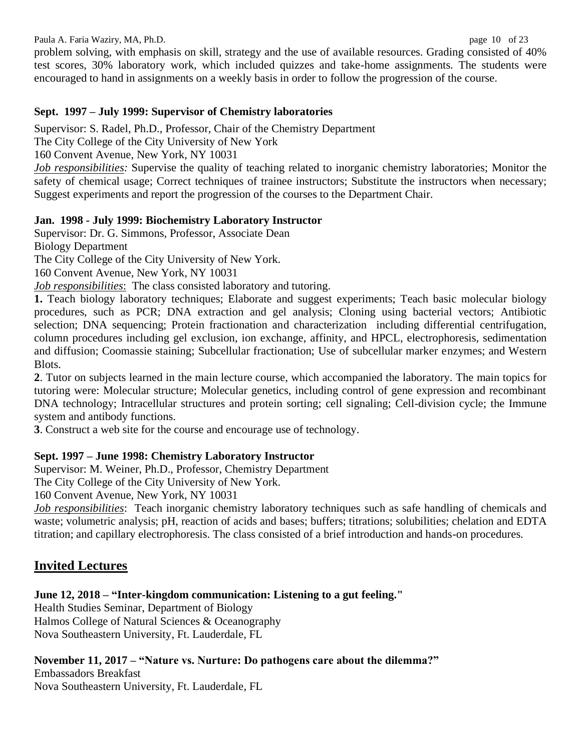problem solving, with emphasis on skill, strategy and the use of available resources. Grading consisted of 40% test scores, 30% laboratory work, which included quizzes and take-home assignments. The students were encouraged to hand in assignments on a weekly basis in order to follow the progression of the course.

**Sept. 1997 – July 1999: Supervisor of Chemistry laboratories**

Supervisor: S. Radel, Ph.D., Professor, Chair of the Chemistry Department
The City College of the City University of New York
160 Convent Avenue, New York, NY 10031

*Job responsibilities:* Supervise the quality of teaching related to inorganic chemistry laboratories; Monitor the safety of chemical usage; Correct techniques of trainee instructors; Substitute the instructors when necessary; Suggest experiments and report the progression of the courses to the Department Chair.

**Jan. 1998 - July 1999: Biochemistry Laboratory Instructor**

Supervisor: Dr. G. Simmons, Professor, Associate Dean
Biology Department
The City College of the City University of New York.
160 Convent Avenue, New York, NY 10031

*Job responsibilities*: The class consisted laboratory and tutoring.

**1.** Teach biology laboratory techniques; Elaborate and suggest experiments; Teach basic molecular biology procedures, such as PCR; DNA extraction and gel analysis; Cloning using bacterial vectors; Antibiotic selection; DNA sequencing; Protein fractionation and characterization including differential centrifugation, column procedures including gel exclusion, ion exchange, affinity, and HPCL, electrophoresis, sedimentation and diffusion; Coomassie staining; Subcellular fractionation; Use of subcellular marker enzymes; and Western Blots.

**2**. Tutor on subjects learned in the main lecture course, which accompanied the laboratory. The main topics for tutoring were: Molecular structure; Molecular genetics, including control of gene expression and recombinant DNA technology; Intracellular structures and protein sorting; cell signaling; Cell-division cycle; the Immune system and antibody functions.

**3**. Construct a web site for the course and encourage use of technology.

**Sept. 1997 – June 1998: Chemistry Laboratory Instructor**

Supervisor: M. Weiner, Ph.D., Professor, Chemistry Department
The City College of the City University of New York.
160 Convent Avenue, New York, NY 10031

*Job responsibilities*: Teach inorganic chemistry laboratory techniques such as safe handling of chemicals and waste; volumetric analysis; pH, reaction of acids and bases; buffers; titrations; solubilities; chelation and EDTA titration; and capillary electrophoresis. The class consisted of a brief introduction and hands-on procedures.

## Invited Lectures

**June 12, 2018 – "Inter-kingdom communication: Listening to a gut feeling."**

Health Studies Seminar, Department of Biology
Halmos College of Natural Sciences & Oceanography
Nova Southeastern University, Ft. Lauderdale, FL

**November 11, 2017 – "Nature vs. Nurture: Do pathogens care about the dilemma?"**

Embassadors Breakfast
Nova Southeastern University, Ft. Lauderdale, FL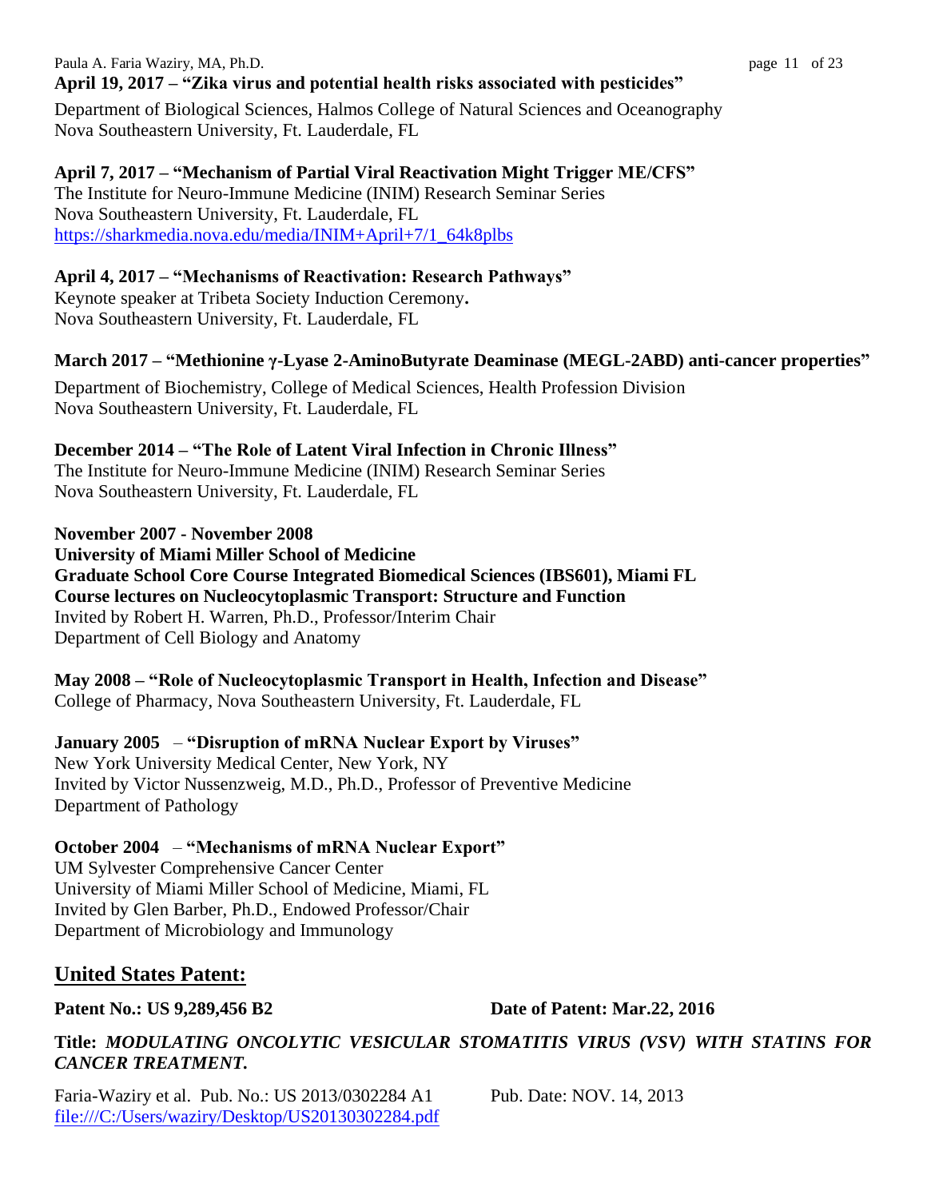**April 19, 2017 – "Zika virus and potential health risks associated with pesticides"**

Department of Biological Sciences, Halmos College of Natural Sciences and Oceanography
Nova Southeastern University, Ft. Lauderdale, FL

**April 7, 2017 – "Mechanism of Partial Viral Reactivation Might Trigger ME/CFS"**
The Institute for Neuro-Immune Medicine (INIM) Research Seminar Series
Nova Southeastern University, Ft. Lauderdale, FL
[https://sharkmedia.nova.edu/media/INIM+April+7/1_64k8plbs](https://sharkmedia.nova.edu/media/INIM+April+7/1_64k8plbs)

**April 4, 2017 – "Mechanisms of Reactivation: Research Pathways"**
Keynote speaker at Tribeta Society Induction Ceremony**.**
Nova Southeastern University, Ft. Lauderdale, FL

**March 2017 – "Methionine γ-Lyase 2-AminoButyrate Deaminase (MEGL-2ABD) anti-cancer properties"**

Department of Biochemistry, College of Medical Sciences, Health Profession Division
Nova Southeastern University, Ft. Lauderdale, FL

**December 2014 – "The Role of Latent Viral Infection in Chronic Illness"**
The Institute for Neuro-Immune Medicine (INIM) Research Seminar Series
Nova Southeastern University, Ft. Lauderdale, FL

**November 2007 - November 2008**
**University of Miami Miller School of Medicine**
**Graduate School Core Course Integrated Biomedical Sciences (IBS601), Miami FL**
**Course lectures on Nucleocytoplasmic Transport: Structure and Function**
Invited by Robert H. Warren, Ph.D., Professor/Interim Chair
Department of Cell Biology and Anatomy

**May 2008 – "Role of Nucleocytoplasmic Transport in Health, Infection and Disease"**
College of Pharmacy, Nova Southeastern University, Ft. Lauderdale, FL

**January 2005** – **"Disruption of mRNA Nuclear Export by Viruses"**
New York University Medical Center, New York, NY
Invited by Victor Nussenzweig, M.D., Ph.D., Professor of Preventive Medicine
Department of Pathology

**October 2004** – **"Mechanisms of mRNA Nuclear Export"**
UM Sylvester Comprehensive Cancer Center
University of Miami Miller School of Medicine, Miami, FL
Invited by Glen Barber, Ph.D., Endowed Professor/Chair
Department of Microbiology and Immunology

## United States Patent:

**Patent No.: US 9,289,456 B2** **Date of Patent: Mar.22, 2016**

**Title:** ***MODULATING ONCOLYTIC VESICULAR STOMATITIS VIRUS (VSV) WITH STATINS FOR CANCER TREATMENT.***

Faria-Waziry et al. Pub. No.: US 2013/0302284 A1 Pub. Date: NOV. 14, 2013
[file:///C:/Users/waziry/Desktop/US20130302284.pdf](file:///C:/Users/waziry/Desktop/US20130302284.pdf)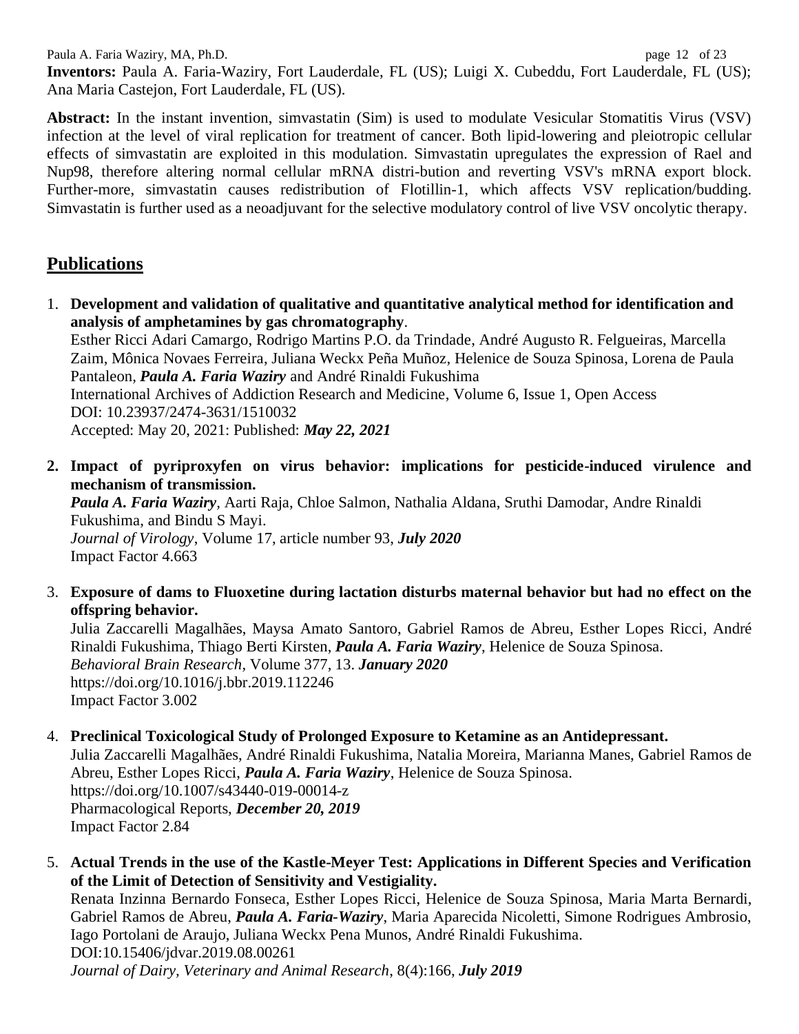**Inventors:** Paula A. Faria-Waziry, Fort Lauderdale, FL (US); Luigi X. Cubeddu, Fort Lauderdale, FL (US); Ana Maria Castejon, Fort Lauderdale, FL (US).

**Abstract:** In the instant invention, simvastatin (Sim) is used to modulate Vesicular Stomatitis Virus (VSV) infection at the level of viral replication for treatment of cancer. Both lipid-lowering and pleiotropic cellular effects of simvastatin are exploited in this modulation. Simvastatin upregulates the expression of Rael and Nup98, therefore altering normal cellular mRNA distri-bution and reverting VSV's mRNA export block. Further-more, simvastatin causes redistribution of Flotillin-1, which affects VSV replication/budding. Simvastatin is further used as a neoadjuvant for the selective modulatory control of live VSV oncolytic therapy.

## Publications

1. **Development and validation of qualitative and quantitative analytical method for identification and analysis of amphetamines by gas chromatography**.
   Esther Ricci Adari Camargo, Rodrigo Martins P.O. da Trindade, André Augusto R. Felgueiras, Marcella Zaim, Mônica Novaes Ferreira, Juliana Weckx Peña Muñoz, Helenice de Souza Spinosa, Lorena de Paula Pantaleon, ***Paula A. Faria Waziry*** and André Rinaldi Fukushima
   International Archives of Addiction Research and Medicine, Volume 6, Issue 1, Open Access
   DOI: 10.23937/2474-3631/1510032
   Accepted: May 20, 2021: Published: ***May 22, 2021***

2. **Impact of pyriproxyfen on virus behavior: implications for pesticide-induced virulence and mechanism of transmission.**
   ***Paula A. Faria Waziry***, Aarti Raja, Chloe Salmon, Nathalia Aldana, Sruthi Damodar, Andre Rinaldi Fukushima, and Bindu S Mayi.
   *Journal of Virology*, Volume 17, article number 93, ***July 2020***
   Impact Factor 4.663

3. **Exposure of dams to Fluoxetine during lactation disturbs maternal behavior but had no effect on the offspring behavior.**
   Julia Zaccarelli Magalhães, Maysa Amato Santoro, Gabriel Ramos de Abreu, Esther Lopes Ricci, André Rinaldi Fukushima, Thiago Berti Kirsten, ***Paula A. Faria Waziry***, Helenice de Souza Spinosa.
   *Behavioral Brain Research,* Volume 377, 13. ***January 2020***
   https://doi.org/10.1016/j.bbr.2019.112246
   Impact Factor 3.002

4. **Preclinical Toxicological Study of Prolonged Exposure to Ketamine as an Antidepressant.**
   Julia Zaccarelli Magalhães, André Rinaldi Fukushima, Natalia Moreira, Marianna Manes, Gabriel Ramos de Abreu, Esther Lopes Ricci, ***Paula A. Faria Waziry***, Helenice de Souza Spinosa.
   https://doi.org/10.1007/s43440-019-00014-z
   Pharmacological Reports, ***December 20, 2019***
   Impact Factor 2.84

5. **Actual Trends in the use of the Kastle-Meyer Test: Applications in Different Species and Verification of the Limit of Detection of Sensitivity and Vestigiality.**
   Renata Inzinna Bernardo Fonseca, Esther Lopes Ricci, Helenice de Souza Spinosa, Maria Marta Bernardi, Gabriel Ramos de Abreu, ***Paula A. Faria-Waziry***, Maria Aparecida Nicoletti, Simone Rodrigues Ambrosio, Iago Portolani de Araujo, Juliana Weckx Pena Munos, André Rinaldi Fukushima.
   DOI:10.15406/jdvar.2019.08.00261
   *Journal of Dairy, Veterinary and Animal Research*, 8(4):166, ***July 2019***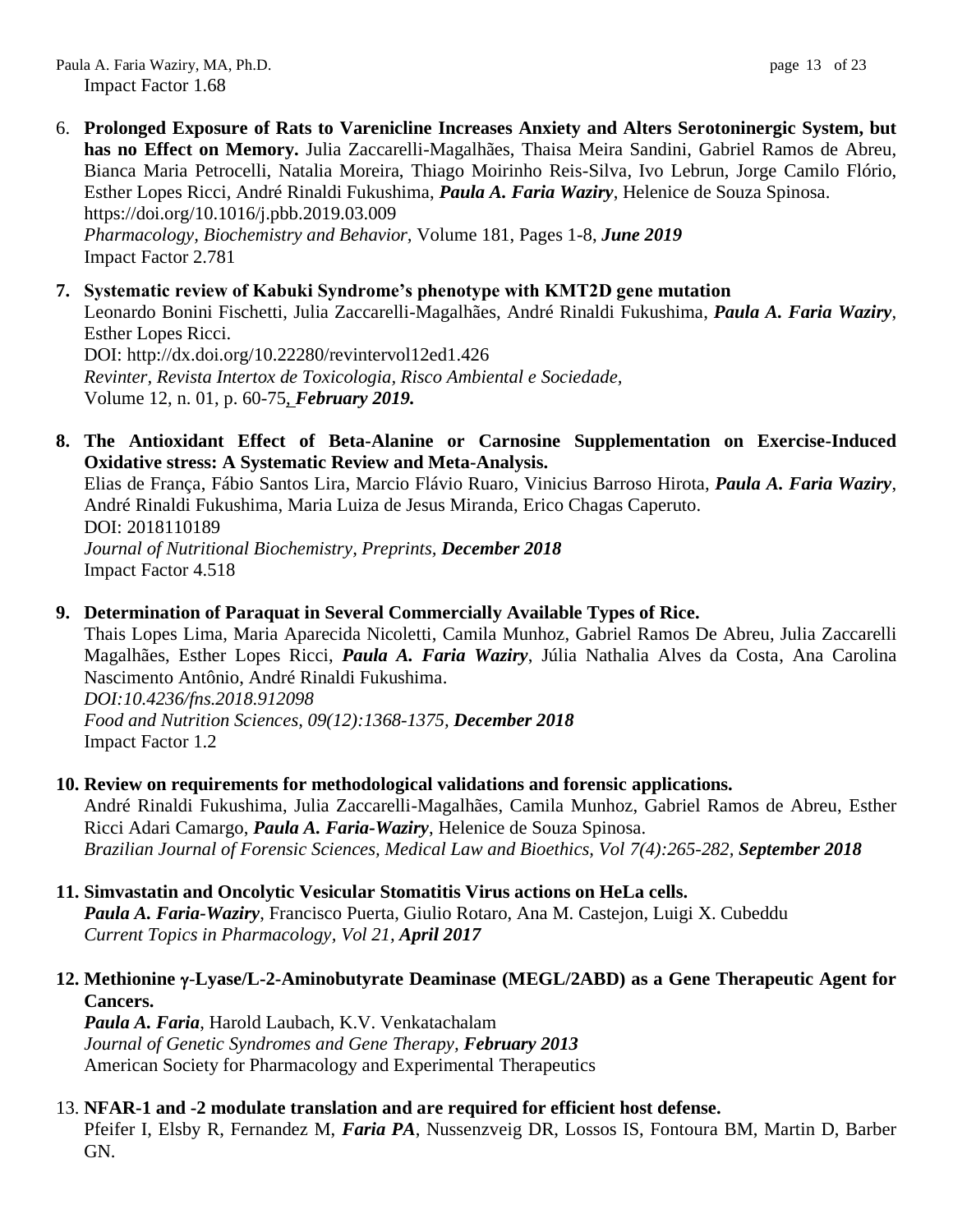Impact Factor 1.68

6. **Prolonged Exposure of Rats to Varenicline Increases Anxiety and Alters Serotoninergic System, but has no Effect on Memory.** Julia Zaccarelli-Magalhães, Thaisa Meira Sandini, Gabriel Ramos de Abreu, Bianca Maria Petrocelli, Natalia Moreira, Thiago Moirinho Reis-Silva, Ivo Lebrun, Jorge Camilo Flório, Esther Lopes Ricci, André Rinaldi Fukushima, ***Paula A. Faria Waziry***, Helenice de Souza Spinosa.
   https://doi.org/10.1016/j.pbb.2019.03.009
   *Pharmacology, Biochemistry and Behavior,* Volume 181, Pages 1-8, ***June 2019***
   Impact Factor 2.781

7. **Systematic review of Kabuki Syndrome's phenotype with KMT2D gene mutation**
   Leonardo Bonini Fischetti, Julia Zaccarelli-Magalhães, André Rinaldi Fukushima, ***Paula A. Faria Waziry***, Esther Lopes Ricci.
   DOI: http://dx.doi.org/10.22280/revintervol12ed1.426
   *Revinter, Revista Intertox de Toxicologia, Risco Ambiental e Sociedade,*
   Volume 12, n. 01, p. 60-75, ***February 2019.***

8. **The Antioxidant Effect of Beta-Alanine or Carnosine Supplementation on Exercise-Induced Oxidative stress: A Systematic Review and Meta-Analysis.**
   Elias de França, Fábio Santos Lira, Marcio Flávio Ruaro, Vinicius Barroso Hirota, ***Paula A. Faria Waziry***, André Rinaldi Fukushima, Maria Luiza de Jesus Miranda, Erico Chagas Caperuto.
   DOI: 2018110189
   *Journal of Nutritional Biochemistry, Preprints,* ***December 2018***
   Impact Factor 4.518

9. **Determination of Paraquat in Several Commercially Available Types of Rice.**
   Thais Lopes Lima, Maria Aparecida Nicoletti, Camila Munhoz, Gabriel Ramos De Abreu, Julia Zaccarelli Magalhães, Esther Lopes Ricci, ***Paula A. Faria Waziry***, Júlia Nathalia Alves da Costa, Ana Carolina Nascimento Antônio, André Rinaldi Fukushima.
   *DOI:10.4236/fns.2018.912098*
   *Food and Nutrition Sciences, 09(12):1368-1375,* ***December 2018***
   Impact Factor 1.2

10. **Review on requirements for methodological validations and forensic applications.**
    André Rinaldi Fukushima, Julia Zaccarelli-Magalhães, Camila Munhoz, Gabriel Ramos de Abreu, Esther Ricci Adari Camargo, ***Paula A. Faria-Waziry***, Helenice de Souza Spinosa.
    *Brazilian Journal of Forensic Sciences, Medical Law and Bioethics, Vol 7(4):265-282,* ***September 2018***

11. **Simvastatin and Oncolytic Vesicular Stomatitis Virus actions on HeLa cells.**
    ***Paula A. Faria-Waziry***, Francisco Puerta, Giulio Rotaro, Ana M. Castejon, Luigi X. Cubeddu
    *Current Topics in Pharmacology, Vol 21,* ***April 2017***

12. **Methionine γ-Lyase/L-2-Aminobutyrate Deaminase (MEGL/2ABD) as a Gene Therapeutic Agent for Cancers.**
    ***Paula A. Faria***, Harold Laubach, K.V. Venkatachalam
    *Journal of Genetic Syndromes and Gene Therapy,* ***February 2013***
    American Society for Pharmacology and Experimental Therapeutics

13. **NFAR-1 and -2 modulate translation and are required for efficient host defense.**
    Pfeifer I, Elsby R, Fernandez M, ***Faria PA***, Nussenzveig DR, Lossos IS, Fontoura BM, Martin D, Barber GN.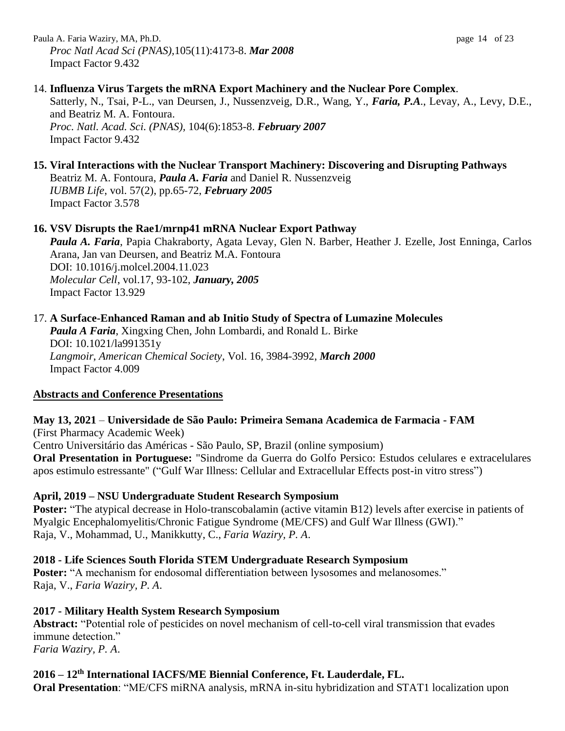*Proc Natl Acad Sci (PNAS)*,105(11):4173-8. ***Mar 2008***
Impact Factor 9.432

14. **Influenza Virus Targets the mRNA Export Machinery and the Nuclear Pore Complex**.
Satterly, N., Tsai, P-L., van Deursen, J., Nussenzveig, D.R., Wang, Y., ***Faria, P.A***., Levay, A., Levy, D.E., and Beatriz M. A. Fontoura.
*Proc. Natl. Acad. Sci. (PNAS)*, 104(6):1853-8. ***February 2007***
Impact Factor 9.432

15. **Viral Interactions with the Nuclear Transport Machinery: Discovering and Disrupting Pathways**
Beatriz M. A. Fontoura, ***Paula A. Faria*** and Daniel R. Nussenzveig
*IUBMB Life*, vol. 57(2), pp.65-72, ***February 2005***
Impact Factor 3.578

16. **VSV Disrupts the Rae1/mrnp41 mRNA Nuclear Export Pathway**
***Paula A. Faria***, Papia Chakraborty, Agata Levay, Glen N. Barber, Heather J. Ezelle, Jost Enninga, Carlos Arana, Jan van Deursen, and Beatriz M.A. Fontoura
DOI: 10.1016/j.molcel.2004.11.023
*Molecular Cell*, vol.17, 93-102, ***January, 2005***
Impact Factor 13.929

17. **A Surface-Enhanced Raman and ab Initio Study of Spectra of Lumazine Molecules**
***Paula A Faria***, Xingxing Chen, John Lombardi, and Ronald L. Birke
DOI: 10.1021/la991351y
*Langmoir, American Chemical Society*, Vol. 16, 3984-3992, ***March 2000***
Impact Factor 4.009

## Abstracts and Conference Presentations

**May 13, 2021** – **Universidade de São Paulo: Primeira Semana Academica de Farmacia - FAM**
(First Pharmacy Academic Week)
Centro Universitário das Américas - São Paulo, SP, Brazil (online symposium)
**Oral Presentation in Portuguese:** "Sindrome da Guerra do Golfo Persico: Estudos celulares e extracelulares apos estimulo estressante" ("Gulf War Illness: Cellular and Extracellular Effects post-in vitro stress")

**April, 2019 – NSU Undergraduate Student Research Symposium**
**Poster:** "The atypical decrease in Holo-transcobalamin (active vitamin B12) levels after exercise in patients of Myalgic Encephalomyelitis/Chronic Fatigue Syndrome (ME/CFS) and Gulf War Illness (GWI)."
Raja, V., Mohammad, U., Manikkutty, C., *Faria Waziry, P. A*.

**2018 - Life Sciences South Florida STEM Undergraduate Research Symposium**
**Poster:** "A mechanism for endosomal differentiation between lysosomes and melanosomes."
Raja, V., *Faria Waziry, P. A*.

**2017 - Military Health System Research Symposium**
**Abstract:** "Potential role of pesticides on novel mechanism of cell-to-cell viral transmission that evades immune detection."
*Faria Waziry, P. A*.

**2016 – 12th International IACFS/ME Biennial Conference, Ft. Lauderdale, FL.**
**Oral Presentation**: "ME/CFS miRNA analysis, mRNA in-situ hybridization and STAT1 localization upon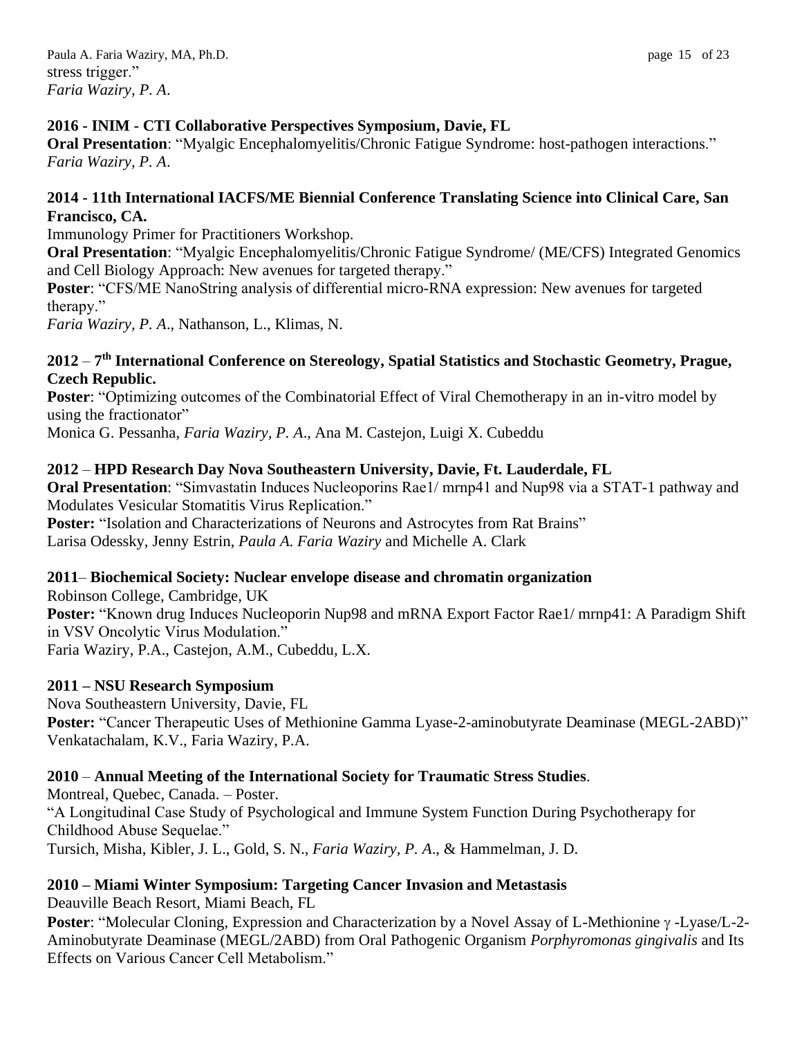stress trigger."
*Faria Waziry, P. A.*

**2016 - INIM - CTI Collaborative Perspectives Symposium, Davie, FL**
**Oral Presentation**: "Myalgic Encephalomyelitis/Chronic Fatigue Syndrome: host-pathogen interactions."
*Faria Waziry, P. A.*

**2014 - 11th International IACFS/ME Biennial Conference Translating Science into Clinical Care, San Francisco, CA.**
Immunology Primer for Practitioners Workshop.
**Oral Presentation**: "Myalgic Encephalomyelitis/Chronic Fatigue Syndrome/ (ME/CFS) Integrated Genomics and Cell Biology Approach: New avenues for targeted therapy."
**Poster**: "CFS/ME NanoString analysis of differential micro-RNA expression: New avenues for targeted therapy."
*Faria Waziry, P. A.*, Nathanson, L., Klimas, N.

**2012 – 7th International Conference on Stereology, Spatial Statistics and Stochastic Geometry, Prague, Czech Republic.**
**Poster**: "Optimizing outcomes of the Combinatorial Effect of Viral Chemotherapy in an in-vitro model by using the fractionator"
Monica G. Pessanha, *Faria Waziry, P. A.*, Ana M. Castejon, Luigi X. Cubeddu

**2012 – HPD Research Day Nova Southeastern University, Davie, Ft. Lauderdale, FL**
**Oral Presentation**: "Simvastatin Induces Nucleoporins Rae1/ mrnp41 and Nup98 via a STAT-1 pathway and Modulates Vesicular Stomatitis Virus Replication."
**Poster:** "Isolation and Characterizations of Neurons and Astrocytes from Rat Brains"
Larisa Odessky, Jenny Estrin, *Paula A. Faria Waziry* and Michelle A. Clark

**2011– Biochemical Society: Nuclear envelope disease and chromatin organization**
Robinson College, Cambridge, UK
**Poster:** "Known drug Induces Nucleoporin Nup98 and mRNA Export Factor Rae1/ mrnp41: A Paradigm Shift in VSV Oncolytic Virus Modulation."
Faria Waziry, P.A., Castejon, A.M., Cubeddu, L.X.

**2011 – NSU Research Symposium**
Nova Southeastern University, Davie, FL
**Poster:** "Cancer Therapeutic Uses of Methionine Gamma Lyase-2-aminobutyrate Deaminase (MEGL-2ABD)"
Venkatachalam, K.V., Faria Waziry, P.A.

**2010 – Annual Meeting of the International Society for Traumatic Stress Studies**.
Montreal, Quebec, Canada. – Poster.
"A Longitudinal Case Study of Psychological and Immune System Function During Psychotherapy for Childhood Abuse Sequelae."
Tursich, Misha, Kibler, J. L., Gold, S. N., *Faria Waziry, P. A.*, & Hammelman, J. D.

**2010 – Miami Winter Symposium: Targeting Cancer Invasion and Metastasis**
Deauville Beach Resort, Miami Beach, FL
**Poster**: "Molecular Cloning, Expression and Characterization by a Novel Assay of L-Methionine $\gamma$ -Lyase/L-2-Aminobutyrate Deaminase (MEGL/2ABD) from Oral Pathogenic Organism *Porphyromonas gingivalis* and Its Effects on Various Cancer Cell Metabolism."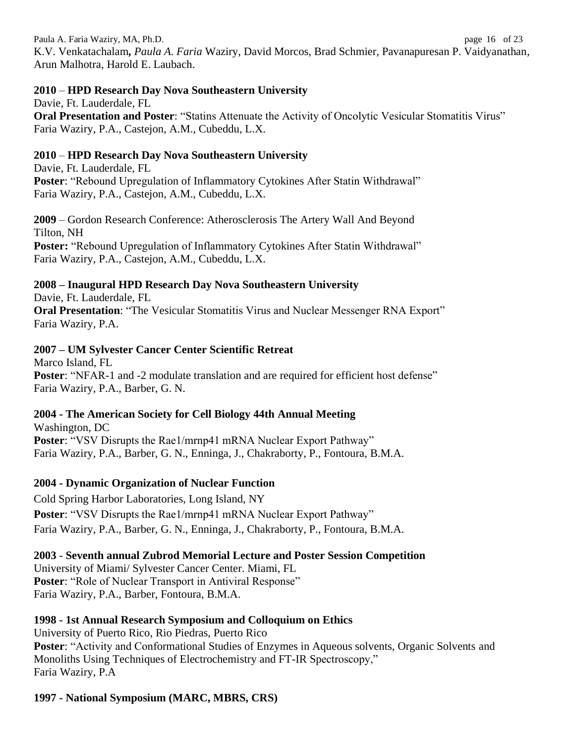K.V. Venkatachalam**,** *Paula A. Faria* Waziry, David Morcos, Brad Schmier, Pavanapuresan P. Vaidyanathan, Arun Malhotra, Harold E. Laubach.

**2010** – **HPD Research Day Nova Southeastern University**
Davie, Ft. Lauderdale, FL
**Oral Presentation and Poster**: "Statins Attenuate the Activity of Oncolytic Vesicular Stomatitis Virus"
Faria Waziry, P.A., Castejon, A.M., Cubeddu, L.X.

**2010** – **HPD Research Day Nova Southeastern University**
Davie, Ft. Lauderdale, FL
**Poster**: "Rebound Upregulation of Inflammatory Cytokines After Statin Withdrawal"
Faria Waziry, P.A., Castejon, A.M., Cubeddu, L.X.

**2009** – Gordon Research Conference: Atherosclerosis The Artery Wall And Beyond
Tilton, NH
**Poster:** "Rebound Upregulation of Inflammatory Cytokines After Statin Withdrawal"
Faria Waziry, P.A., Castejon, A.M., Cubeddu, L.X.

**2008 – Inaugural HPD Research Day Nova Southeastern University**
Davie, Ft. Lauderdale, FL
**Oral Presentation**: "The Vesicular Stomatitis Virus and Nuclear Messenger RNA Export"
Faria Waziry, P.A.

**2007 – UM Sylvester Cancer Center Scientific Retreat**
Marco Island, FL
**Poster**: "NFAR-1 and -2 modulate translation and are required for efficient host defense"
Faria Waziry, P.A., Barber, G. N.

**2004 - The American Society for Cell Biology 44th Annual Meeting**
Washington, DC
**Poster**: "VSV Disrupts the Rae1/mrnp41 mRNA Nuclear Export Pathway"
Faria Waziry, P.A., Barber, G. N., Enninga, J., Chakraborty, P., Fontoura, B.M.A.

**2004 - Dynamic Organization of Nuclear Function**
Cold Spring Harbor Laboratories, Long Island, NY
**Poster**: "VSV Disrupts the Rae1/mrnp41 mRNA Nuclear Export Pathway"
Faria Waziry, P.A., Barber, G. N., Enninga, J., Chakraborty, P., Fontoura, B.M.A.

**2003** - **Seventh annual Zubrod Memorial Lecture and Poster Session Competition**
University of Miami/ Sylvester Cancer Center. Miami, FL
**Poster**: "Role of Nuclear Transport in Antiviral Response"
Faria Waziry, P.A., Barber, Fontoura, B.M.A.

**1998 - 1st Annual Research Symposium and Colloquium on Ethics**
University of Puerto Rico, Rio Piedras, Puerto Rico
**Poster**: "Activity and Conformational Studies of Enzymes in Aqueous solvents, Organic Solvents and Monoliths Using Techniques of Electrochemistry and FT-IR Spectroscopy,"
Faria Waziry, P.A

**1997 - National Symposium (MARC, MBRS, CRS)**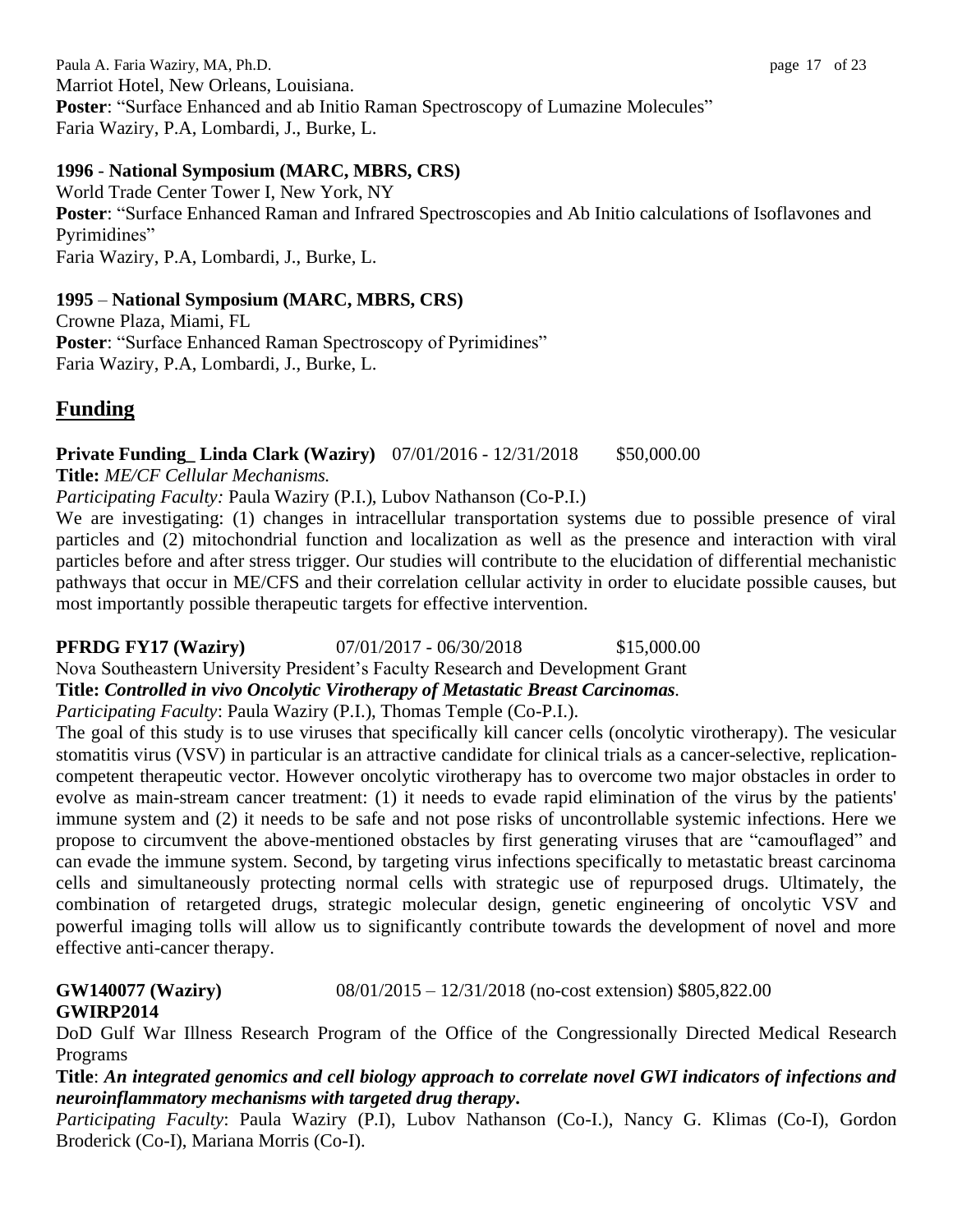Marriot Hotel, New Orleans, Louisiana.
**Poster**: "Surface Enhanced and ab Initio Raman Spectroscopy of Lumazine Molecules"
Faria Waziry, P.A, Lombardi, J., Burke, L.

**1996 - National Symposium (MARC, MBRS, CRS)**
World Trade Center Tower I, New York, NY
**Poster**: "Surface Enhanced Raman and Infrared Spectroscopies and Ab Initio calculations of Isoflavones and Pyrimidines"
Faria Waziry, P.A, Lombardi, J., Burke, L.

**1995 – National Symposium (MARC, MBRS, CRS)**
Crowne Plaza, Miami, FL
**Poster**: "Surface Enhanced Raman Spectroscopy of Pyrimidines"
Faria Waziry, P.A, Lombardi, J., Burke, L.

## Funding

**Private Funding_ Linda Clark (Waziry)** 07/01/2016 - 12/31/2018 $50,000.00
**Title:** *ME/CF Cellular Mechanisms.*
*Participating Faculty:* Paula Waziry (P.I.), Lubov Nathanson (Co-P.I.)
We are investigating: (1) changes in intracellular transportation systems due to possible presence of viral particles and (2) mitochondrial function and localization as well as the presence and interaction with viral particles before and after stress trigger. Our studies will contribute to the elucidation of differential mechanistic pathways that occur in ME/CFS and their correlation cellular activity in order to elucidate possible causes, but most importantly possible therapeutic targets for effective intervention.

**PFRDG FY17 (Waziry)** 07/01/2017 - 06/30/2018 $15,000.00
Nova Southeastern University President's Faculty Research and Development Grant
**Title:** ***Controlled in vivo Oncolytic Virotherapy of Metastatic Breast Carcinomas.***
*Participating Faculty*: Paula Waziry (P.I.), Thomas Temple (Co-P.I.).
The goal of this study is to use viruses that specifically kill cancer cells (oncolytic virotherapy). The vesicular stomatitis virus (VSV) in particular is an attractive candidate for clinical trials as a cancer-selective, replication-competent therapeutic vector. However oncolytic virotherapy has to overcome two major obstacles in order to evolve as main-stream cancer treatment: (1) it needs to evade rapid elimination of the virus by the patients' immune system and (2) it needs to be safe and not pose risks of uncontrollable systemic infections. Here we propose to circumvent the above-mentioned obstacles by first generating viruses that are "camouflaged" and can evade the immune system. Second, by targeting virus infections specifically to metastatic breast carcinoma cells and simultaneously protecting normal cells with strategic use of repurposed drugs. Ultimately, the combination of retargeted drugs, strategic molecular design, genetic engineering of oncolytic VSV and powerful imaging tolls will allow us to significantly contribute towards the development of novel and more effective anti-cancer therapy.

**GW140077 (Waziry)** 08/01/2015 – 12/31/2018 (no-cost extension) $805,822.00
**GWIRP2014**
DoD Gulf War Illness Research Program of the Office of the Congressionally Directed Medical Research Programs
**Title**: ***An integrated genomics and cell biology approach to correlate novel GWI indicators of infections and neuroinflammatory mechanisms with targeted drug therapy***.
*Participating Faculty*: Paula Waziry (P.I), Lubov Nathanson (Co-I.), Nancy G. Klimas (Co-I), Gordon Broderick (Co-I), Mariana Morris (Co-I).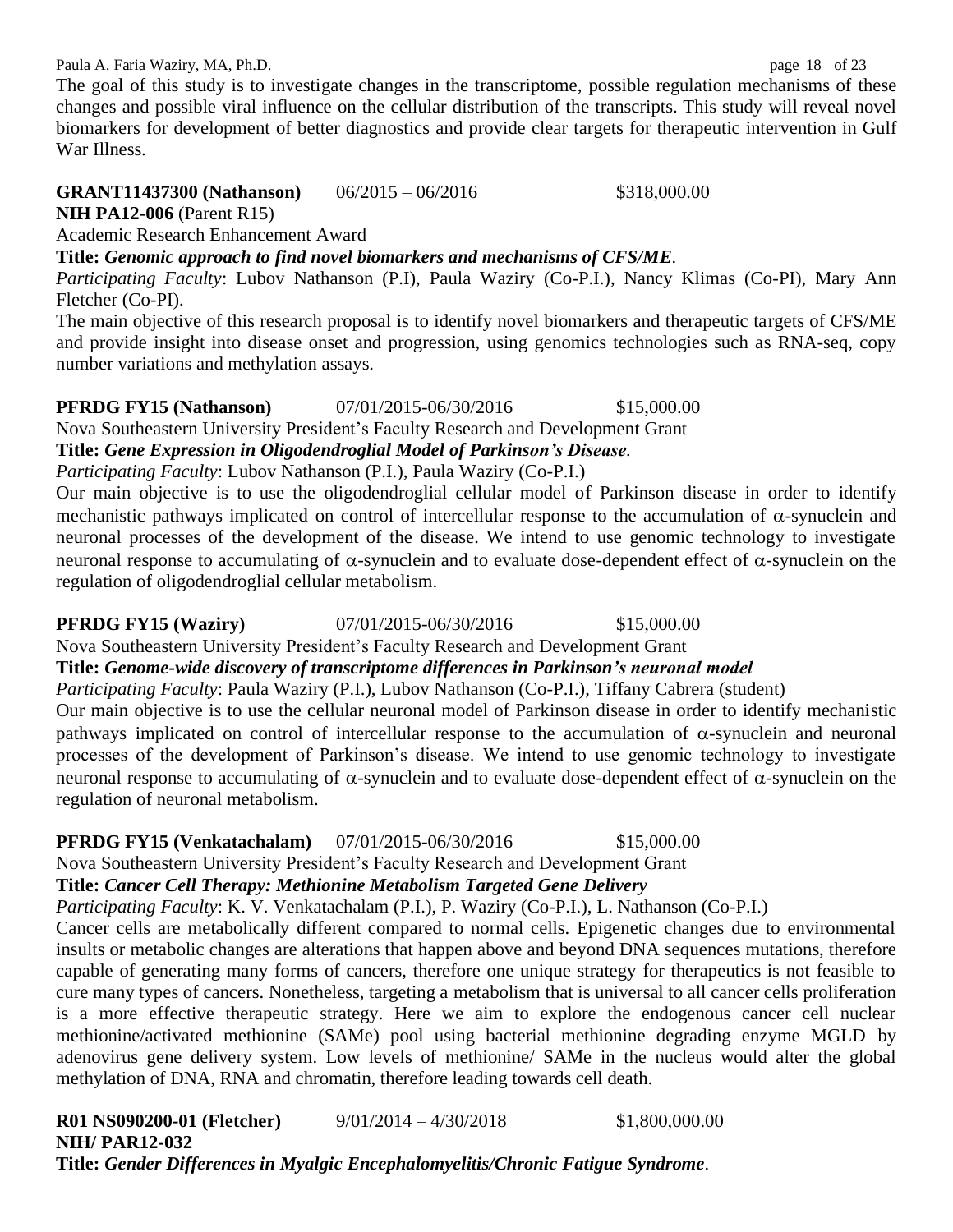The goal of this study is to investigate changes in the transcriptome, possible regulation mechanisms of these changes and possible viral influence on the cellular distribution of the transcripts. This study will reveal novel biomarkers for development of better diagnostics and provide clear targets for therapeutic intervention in Gulf War Illness.

**GRANT11437300 (Nathanson)** 06/2015 – 06/2016 $318,000.00
**NIH PA12-006** (Parent R15)
Academic Research Enhancement Award
**Title:** ***Genomic approach to find novel biomarkers and mechanisms of CFS/ME***.
*Participating Faculty*: Lubov Nathanson (P.I), Paula Waziry (Co-P.I.), Nancy Klimas (Co-PI), Mary Ann Fletcher (Co-PI).
The main objective of this research proposal is to identify novel biomarkers and therapeutic targets of CFS/ME and provide insight into disease onset and progression, using genomics technologies such as RNA-seq, copy number variations and methylation assays.

**PFRDG FY15 (Nathanson)** 07/01/2015-06/30/2016 $15,000.00
Nova Southeastern University President's Faculty Research and Development Grant
**Title:** ***Gene Expression in Oligodendroglial Model of Parkinson's Disease***.
*Participating Faculty*: Lubov Nathanson (P.I.), Paula Waziry (Co-P.I.)
Our main objective is to use the oligodendroglial cellular model of Parkinson disease in order to identify mechanistic pathways implicated on control of intercellular response to the accumulation of $\alpha$-synuclein and neuronal processes of the development of the disease. We intend to use genomic technology to investigate neuronal response to accumulating of $\alpha$-synuclein and to evaluate dose-dependent effect of $\alpha$-synuclein on the regulation of oligodendroglial cellular metabolism.

**PFRDG FY15 (Waziry)** 07/01/2015-06/30/2016 $15,000.00
Nova Southeastern University President's Faculty Research and Development Grant
**Title:** ***Genome-wide discovery of transcriptome differences in Parkinson's neuronal model***
*Participating Faculty*: Paula Waziry (P.I.), Lubov Nathanson (Co-P.I.), Tiffany Cabrera (student)
Our main objective is to use the cellular neuronal model of Parkinson disease in order to identify mechanistic pathways implicated on control of intercellular response to the accumulation of $\alpha$-synuclein and neuronal processes of the development of Parkinson's disease. We intend to use genomic technology to investigate neuronal response to accumulating of $\alpha$-synuclein and to evaluate dose-dependent effect of $\alpha$-synuclein on the regulation of neuronal metabolism.

**PFRDG FY15 (Venkatachalam)** 07/01/2015-06/30/2016 $15,000.00
Nova Southeastern University President's Faculty Research and Development Grant
**Title:** ***Cancer Cell Therapy: Methionine Metabolism Targeted Gene Delivery***
*Participating Faculty*: K. V. Venkatachalam (P.I.), P. Waziry (Co-P.I.), L. Nathanson (Co-P.I.)
Cancer cells are metabolically different compared to normal cells. Epigenetic changes due to environmental insults or metabolic changes are alterations that happen above and beyond DNA sequences mutations, therefore capable of generating many forms of cancers, therefore one unique strategy for therapeutics is not feasible to cure many types of cancers. Nonetheless, targeting a metabolism that is universal to all cancer cells proliferation is a more effective therapeutic strategy. Here we aim to explore the endogenous cancer cell nuclear methionine/activated methionine (SAMe) pool using bacterial methionine degrading enzyme MGLD by adenovirus gene delivery system. Low levels of methionine/ SAMe in the nucleus would alter the global methylation of DNA, RNA and chromatin, therefore leading towards cell death.

**R01 NS090200-01 (Fletcher)** 9/01/2014 – 4/30/2018 $1,800,000.00
**NIH/ PAR12-032**
**Title:** ***Gender Differences in Myalgic Encephalomyelitis/Chronic Fatigue Syndrome***.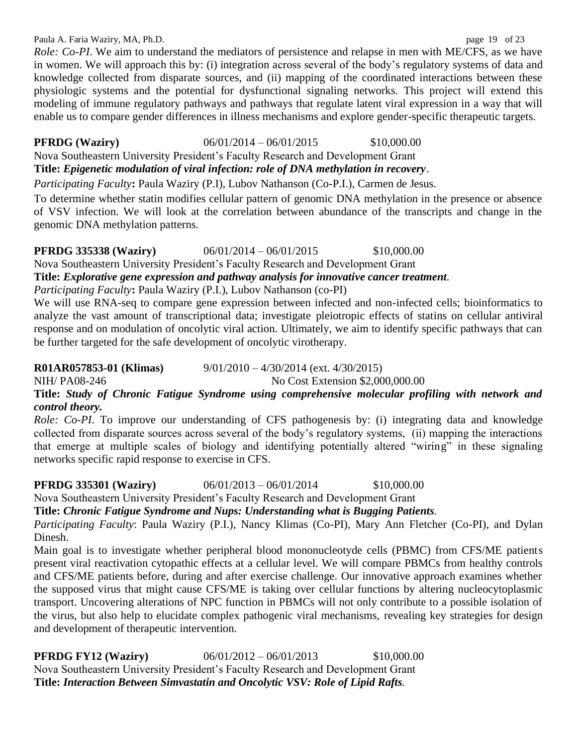*Role: Co-PI*. We aim to understand the mediators of persistence and relapse in men with ME/CFS, as we have in women. We will approach this by: (i) integration across several of the body's regulatory systems of data and knowledge collected from disparate sources, and (ii) mapping of the coordinated interactions between these physiologic systems and the potential for dysfunctional signaling networks. This project will extend this modeling of immune regulatory pathways and pathways that regulate latent viral expression in a way that will enable us to compare gender differences in illness mechanisms and explore gender-specific therapeutic targets.

**PFRDG (Waziry)** 06/01/2014 – 06/01/2015 $10,000.00
Nova Southeastern University President's Faculty Research and Development Grant
**Title:** ***Epigenetic modulation of viral infection: role of DNA methylation in recovery***.
*Participating Faculty***:** Paula Waziry (P.I), Lubov Nathanson (Co-P.I.), Carmen de Jesus.
To determine whether statin modifies cellular pattern of genomic DNA methylation in the presence or absence of VSV infection. We will look at the correlation between abundance of the transcripts and change in the genomic DNA methylation patterns.

**PFRDG 335338 (Waziry)** 06/01/2014 – 06/01/2015 $10,000.00
Nova Southeastern University President's Faculty Research and Development Grant
**Title:** ***Explorative gene expression and pathway analysis for innovative cancer treatment***.
*Participating Faculty***:** Paula Waziry (P.I.), Lubov Nathanson (co-PI)
We will use RNA-seq to compare gene expression between infected and non-infected cells; bioinformatics to analyze the vast amount of transcriptional data; investigate pleiotropic effects of statins on cellular antiviral response and on modulation of oncolytic viral action. Ultimately, we aim to identify specific pathways that can be further targeted for the safe development of oncolytic virotherapy.

**R01AR057853-01 (Klimas)** 9/01/2010 – 4/30/2014 (ext. 4/30/2015)
NIH/ PA08-246 No Cost Extension $2,000,000.00
**Title:** ***Study of Chronic Fatigue Syndrome using comprehensive molecular profiling with network and control theory.***
*Role: Co-PI*. To improve our understanding of CFS pathogenesis by: (i) integrating data and knowledge collected from disparate sources across several of the body's regulatory systems, (ii) mapping the interactions that emerge at multiple scales of biology and identifying potentially altered "wiring" in these signaling networks specific rapid response to exercise in CFS.

**PFRDG 335301 (Waziry)** 06/01/2013 – 06/01/2014 $10,000.00
Nova Southeastern University President's Faculty Research and Development Grant
**Title:** ***Chronic Fatigue Syndrome and Nups: Understanding what is Bugging Patients***.
*Participating Faculty*: Paula Waziry (P.I.), Nancy Klimas (Co-PI), Mary Ann Fletcher (Co-PI), and Dylan Dinesh.
Main goal is to investigate whether peripheral blood mononucleotyde cells (PBMC) from CFS/ME patients present viral reactivation cytopathic effects at a cellular level. We will compare PBMCs from healthy controls and CFS/ME patients before, during and after exercise challenge. Our innovative approach examines whether the supposed virus that might cause CFS/ME is taking over cellular functions by altering nucleocytoplasmic transport. Uncovering alterations of NPC function in PBMCs will not only contribute to a possible isolation of the virus, but also help to elucidate complex pathogenic viral mechanisms, revealing key strategies for design and development of therapeutic intervention.

**PFRDG FY12 (Waziry)** 06/01/2012 – 06/01/2013 $10,000.00
Nova Southeastern University President's Faculty Research and Development Grant
**Title:** ***Interaction Between Simvastatin and Oncolytic VSV: Role of Lipid Rafts***.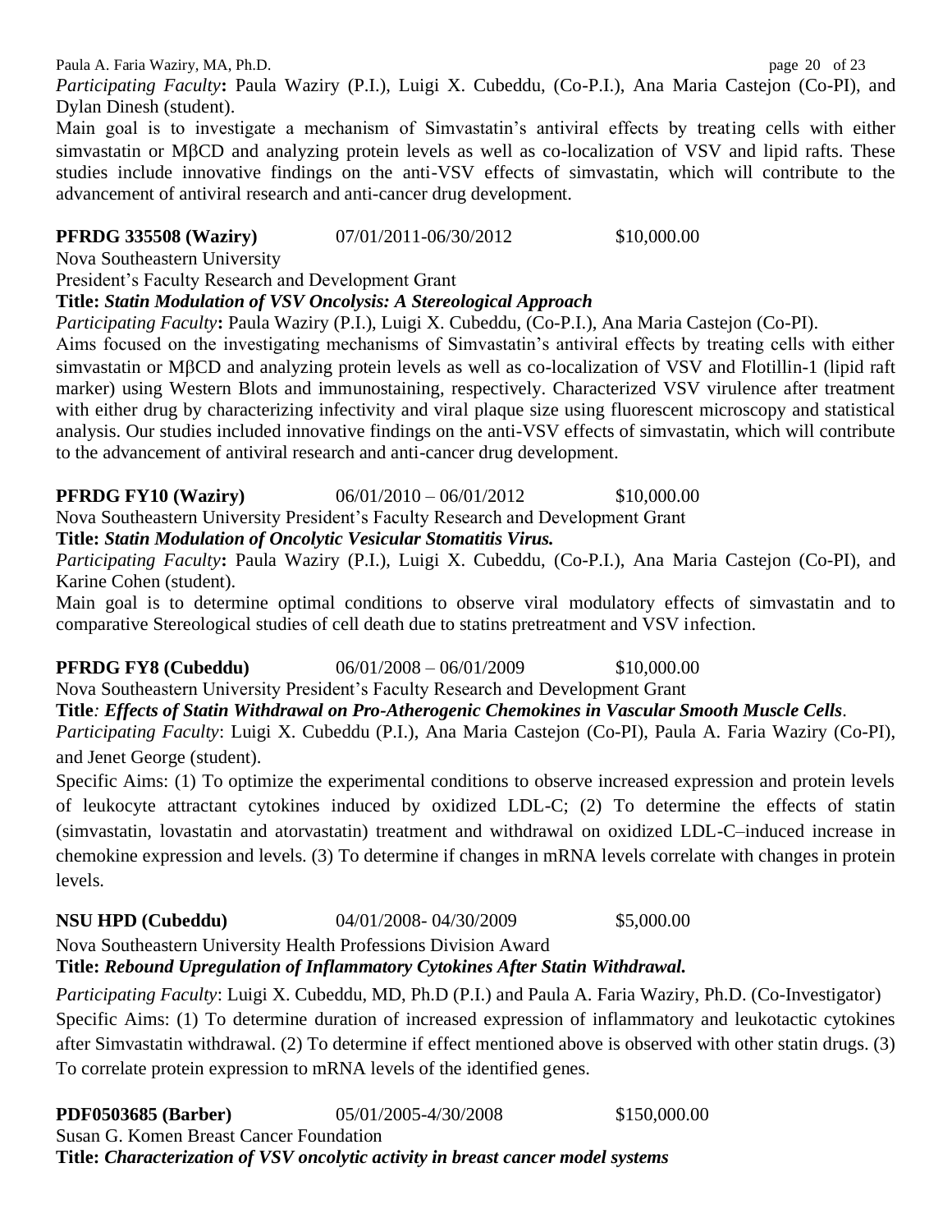*Participating Faculty***:** Paula Waziry (P.I.), Luigi X. Cubeddu, (Co-P.I.), Ana Maria Castejon (Co-PI), and Dylan Dinesh (student).

Main goal is to investigate a mechanism of Simvastatin's antiviral effects by treating cells with either simvastatin or MβCD and analyzing protein levels as well as co-localization of VSV and lipid rafts. These studies include innovative findings on the anti-VSV effects of simvastatin, which will contribute to the advancement of antiviral research and anti-cancer drug development.

**PFRDG 335508 (Waziry)** 07/01/2011-06/30/2012 $10,000.00

Nova Southeastern University

President's Faculty Research and Development Grant

**Title:** ***Statin Modulation of VSV Oncolysis: A Stereological Approach***

*Participating Faculty***:** Paula Waziry (P.I.), Luigi X. Cubeddu, (Co-P.I.), Ana Maria Castejon (Co-PI).

Aims focused on the investigating mechanisms of Simvastatin's antiviral effects by treating cells with either simvastatin or MβCD and analyzing protein levels as well as co-localization of VSV and Flotillin-1 (lipid raft marker) using Western Blots and immunostaining, respectively. Characterized VSV virulence after treatment with either drug by characterizing infectivity and viral plaque size using fluorescent microscopy and statistical analysis. Our studies included innovative findings on the anti-VSV effects of simvastatin, which will contribute to the advancement of antiviral research and anti-cancer drug development.

**PFRDG FY10 (Waziry)** 06/01/2010 – 06/01/2012 $10,000.00

Nova Southeastern University President's Faculty Research and Development Grant

**Title:** ***Statin Modulation of Oncolytic Vesicular Stomatitis Virus.***

*Participating Faculty***:** Paula Waziry (P.I.), Luigi X. Cubeddu, (Co-P.I.), Ana Maria Castejon (Co-PI), and Karine Cohen (student).

Main goal is to determine optimal conditions to observe viral modulatory effects of simvastatin and to comparative Stereological studies of cell death due to statins pretreatment and VSV infection.

**PFRDG FY8 (Cubeddu)** 06/01/2008 – 06/01/2009 $10,000.00

Nova Southeastern University President's Faculty Research and Development Grant

**Title***:* ***Effects of Statin Withdrawal on Pro-Atherogenic Chemokines in Vascular Smooth Muscle Cells***.

*Participating Faculty*: Luigi X. Cubeddu (P.I.), Ana Maria Castejon (Co-PI), Paula A. Faria Waziry (Co-PI), and Jenet George (student).

Specific Aims: (1) To optimize the experimental conditions to observe increased expression and protein levels of leukocyte attractant cytokines induced by oxidized LDL-C; (2) To determine the effects of statin (simvastatin, lovastatin and atorvastatin) treatment and withdrawal on oxidized LDL-C–induced increase in chemokine expression and levels. (3) To determine if changes in mRNA levels correlate with changes in protein levels.

**NSU HPD (Cubeddu)** 04/01/2008- 04/30/2009 $5,000.00

Nova Southeastern University Health Professions Division Award

**Title:** ***Rebound Upregulation of Inflammatory Cytokines After Statin Withdrawal.***

*Participating Faculty*: Luigi X. Cubeddu, MD, Ph.D (P.I.) and Paula A. Faria Waziry, Ph.D. (Co-Investigator)

Specific Aims: (1) To determine duration of increased expression of inflammatory and leukotactic cytokines after Simvastatin withdrawal. (2) To determine if effect mentioned above is observed with other statin drugs. (3) To correlate protein expression to mRNA levels of the identified genes.

**PDF0503685 (Barber)** 05/01/2005-4/30/2008 $150,000.00

Susan G. Komen Breast Cancer Foundation

**Title:** ***Characterization of VSV oncolytic activity in breast cancer model systems***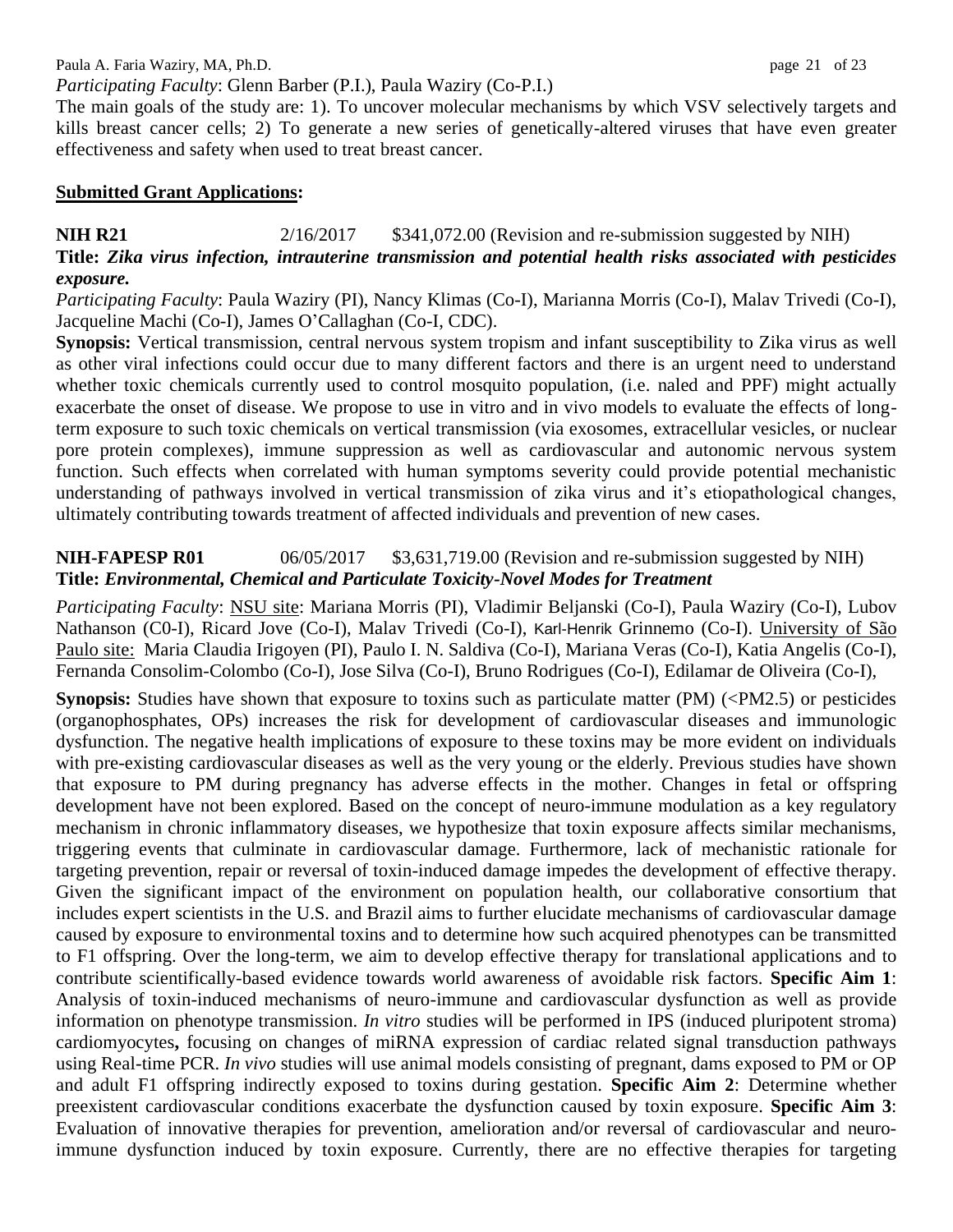*Participating Faculty*: Glenn Barber (P.I.), Paula Waziry (Co-P.I.)

The main goals of the study are: 1). To uncover molecular mechanisms by which VSV selectively targets and kills breast cancer cells; 2) To generate a new series of genetically-altered viruses that have even greater effectiveness and safety when used to treat breast cancer.

## Submitted Grant Applications:

**NIH R21** 2/16/2017 $341,072.00 (Revision and re-submission suggested by NIH)

**Title: *Zika virus infection, intrauterine transmission and potential health risks associated with pesticides exposure.***

*Participating Faculty*: Paula Waziry (PI), Nancy Klimas (Co-I), Marianna Morris (Co-I), Malav Trivedi (Co-I), Jacqueline Machi (Co-I), James O'Callaghan (Co-I, CDC).

**Synopsis:** Vertical transmission, central nervous system tropism and infant susceptibility to Zika virus as well as other viral infections could occur due to many different factors and there is an urgent need to understand whether toxic chemicals currently used to control mosquito population, (i.e. naled and PPF) might actually exacerbate the onset of disease. We propose to use in vitro and in vivo models to evaluate the effects of long-term exposure to such toxic chemicals on vertical transmission (via exosomes, extracellular vesicles, or nuclear pore protein complexes), immune suppression as well as cardiovascular and autonomic nervous system function. Such effects when correlated with human symptoms severity could provide potential mechanistic understanding of pathways involved in vertical transmission of zika virus and it's etiopathological changes, ultimately contributing towards treatment of affected individuals and prevention of new cases.

**NIH-FAPESP R01** 06/05/2017 $3,631,719.00 (Revision and re-submission suggested by NIH)

**Title: *Environmental, Chemical and Particulate Toxicity-Novel Modes for Treatment***

*Participating Faculty*: NSU site: Mariana Morris (PI), Vladimir Beljanski (Co-I), Paula Waziry (Co-I), Lubov Nathanson (C0-I), Ricard Jove (Co-I), Malav Trivedi (Co-I), Karl-Henrik Grinnemo (Co-I). University of São Paulo site: Maria Claudia Irigoyen (PI), Paulo I. N. Saldiva (Co-I), Mariana Veras (Co-I), Katia Angelis (Co-I), Fernanda Consolim-Colombo (Co-I), Jose Silva (Co-I), Bruno Rodrigues (Co-I), Edilamar de Oliveira (Co-I),

**Synopsis:** Studies have shown that exposure to toxins such as particulate matter (PM) (<PM2.5) or pesticides (organophosphates, OPs) increases the risk for development of cardiovascular diseases and immunologic dysfunction. The negative health implications of exposure to these toxins may be more evident on individuals with pre-existing cardiovascular diseases as well as the very young or the elderly. Previous studies have shown that exposure to PM during pregnancy has adverse effects in the mother. Changes in fetal or offspring development have not been explored. Based on the concept of neuro-immune modulation as a key regulatory mechanism in chronic inflammatory diseases, we hypothesize that toxin exposure affects similar mechanisms, triggering events that culminate in cardiovascular damage. Furthermore, lack of mechanistic rationale for targeting prevention, repair or reversal of toxin-induced damage impedes the development of effective therapy. Given the significant impact of the environment on population health, our collaborative consortium that includes expert scientists in the U.S. and Brazil aims to further elucidate mechanisms of cardiovascular damage caused by exposure to environmental toxins and to determine how such acquired phenotypes can be transmitted to F1 offspring. Over the long-term, we aim to develop effective therapy for translational applications and to contribute scientifically-based evidence towards world awareness of avoidable risk factors. **Specific Aim 1**: Analysis of toxin-induced mechanisms of neuro-immune and cardiovascular dysfunction as well as provide information on phenotype transmission. *In vitro* studies will be performed in IPS (induced pluripotent stroma) cardiomyocytes**,** focusing on changes of miRNA expression of cardiac related signal transduction pathways using Real-time PCR. *In vivo* studies will use animal models consisting of pregnant, dams exposed to PM or OP and adult F1 offspring indirectly exposed to toxins during gestation. **Specific Aim 2**: Determine whether preexistent cardiovascular conditions exacerbate the dysfunction caused by toxin exposure. **Specific Aim 3**: Evaluation of innovative therapies for prevention, amelioration and/or reversal of cardiovascular and neuro-immune dysfunction induced by toxin exposure. Currently, there are no effective therapies for targeting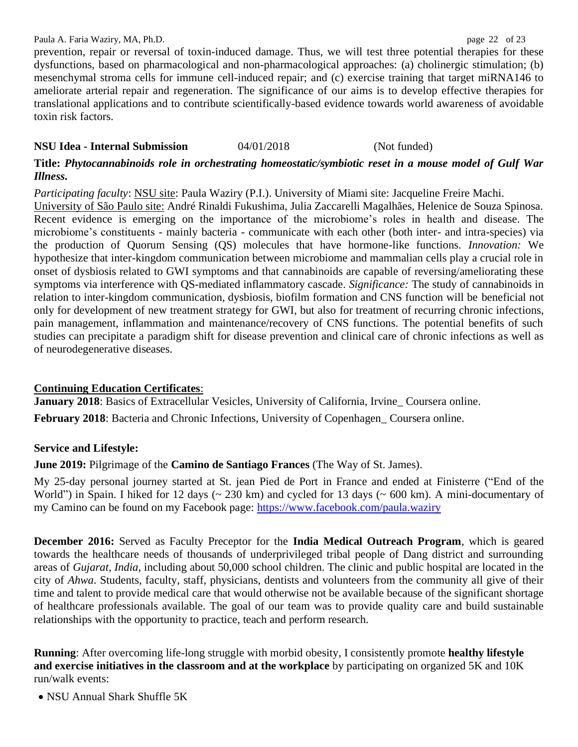prevention, repair or reversal of toxin-induced damage. Thus, we will test three potential therapies for these dysfunctions, based on pharmacological and non-pharmacological approaches: (a) cholinergic stimulation; (b) mesenchymal stroma cells for immune cell-induced repair; and (c) exercise training that target miRNA146 to ameliorate arterial repair and regeneration. The significance of our aims is to develop effective therapies for translational applications and to contribute scientifically-based evidence towards world awareness of avoidable toxin risk factors.

**NSU Idea - Internal Submission** 04/01/2018 (Not funded)

**Title:** ***Phytocannabinoids role in orchestrating homeostatic/symbiotic reset in a mouse model of Gulf War Illness.***

*Participating faculty*: NSU site: Paula Waziry (P.I.). University of Miami site: Jacqueline Freire Machi.
University of São Paulo site: André Rinaldi Fukushima, Julia Zaccarelli Magalhães, Helenice de Souza Spinosa. Recent evidence is emerging on the importance of the microbiome's roles in health and disease. The microbiome's constituents - mainly bacteria - communicate with each other (both inter- and intra-species) via the production of Quorum Sensing (QS) molecules that have hormone-like functions. *Innovation:* We hypothesize that inter-kingdom communication between microbiome and mammalian cells play a crucial role in onset of dysbiosis related to GWI symptoms and that cannabinoids are capable of reversing/ameliorating these symptoms via interference with QS-mediated inflammatory cascade. *Significance:* The study of cannabinoids in relation to inter-kingdom communication, dysbiosis, biofilm formation and CNS function will be beneficial not only for development of new treatment strategy for GWI, but also for treatment of recurring chronic infections, pain management, inflammation and maintenance/recovery of CNS functions. The potential benefits of such studies can precipitate a paradigm shift for disease prevention and clinical care of chronic infections as well as of neurodegenerative diseases.

**Continuing Education Certificates**:

**January 2018**: Basics of Extracellular Vesicles, University of California, Irvine_ Coursera online.

**February 2018**: Bacteria and Chronic Infections, University of Copenhagen_ Coursera online.

**Service and Lifestyle:**

**June 2019:** Pilgrimage of the **Camino de Santiago Frances** (The Way of St. James).

My 25-day personal journey started at St. jean Pied de Port in France and ended at Finisterre ("End of the World") in Spain. I hiked for 12 days (~ 230 km) and cycled for 13 days (~ 600 km). A mini-documentary of my Camino can be found on my Facebook page: https://www.facebook.com/paula.waziry

**December 2016:** Served as Faculty Preceptor for the **India Medical Outreach Program**, which is geared towards the healthcare needs of thousands of underprivileged tribal people of Dang district and surrounding areas of *Gujarat, India*, including about 50,000 school children. The clinic and public hospital are located in the city of *Ahwa*. Students, faculty, staff, physicians, dentists and volunteers from the community all give of their time and talent to provide medical care that would otherwise not be available because of the significant shortage of healthcare professionals available. The goal of our team was to provide quality care and build sustainable relationships with the opportunity to practice, teach and perform research.

**Running**: After overcoming life-long struggle with morbid obesity, I consistently promote **healthy lifestyle and exercise initiatives in the classroom and at the workplace** by participating on organized 5K and 10K run/walk events:

- NSU Annual Shark Shuffle 5K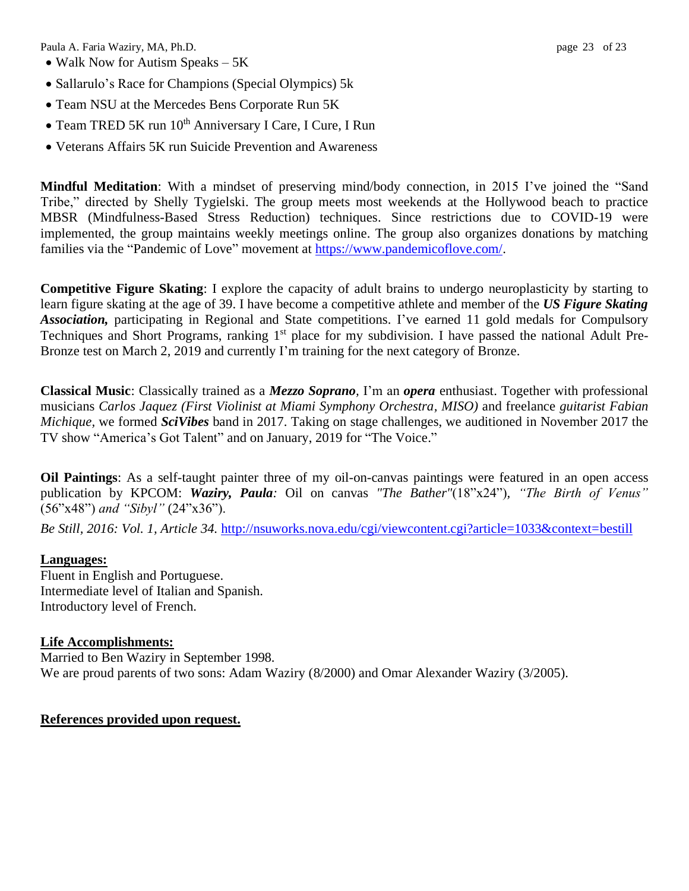- Walk Now for Autism Speaks – 5K
- Sallarulo's Race for Champions (Special Olympics) 5k
- Team NSU at the Mercedes Bens Corporate Run 5K
- Team TRED 5K run 10th Anniversary I Care, I Cure, I Run
- Veterans Affairs 5K run Suicide Prevention and Awareness

**Mindful Meditation**: With a mindset of preserving mind/body connection, in 2015 I've joined the "Sand Tribe," directed by Shelly Tygielski. The group meets most weekends at the Hollywood beach to practice MBSR (Mindfulness-Based Stress Reduction) techniques. Since restrictions due to COVID-19 were implemented, the group maintains weekly meetings online. The group also organizes donations by matching families via the "Pandemic of Love" movement at https://www.pandemicoflove.com/.

**Competitive Figure Skating**: I explore the capacity of adult brains to undergo neuroplasticity by starting to learn figure skating at the age of 39. I have become a competitive athlete and member of the ***US Figure Skating Association,*** participating in Regional and State competitions. I've earned 11 gold medals for Compulsory Techniques and Short Programs, ranking 1st place for my subdivision. I have passed the national Adult Pre-Bronze test on March 2, 2019 and currently I'm training for the next category of Bronze.

**Classical Music**: Classically trained as a ***Mezzo Soprano***, I'm an ***opera*** enthusiast. Together with professional musicians *Carlos Jaquez (First Violinist at Miami Symphony Orchestra, MISO)* and freelance *guitarist Fabian Michique*, we formed ***SciVibes*** band in 2017. Taking on stage challenges, we auditioned in November 2017 the TV show "America's Got Talent" and on January, 2019 for "The Voice."

**Oil Paintings**: As a self-taught painter three of my oil-on-canvas paintings were featured in an open access publication by KPCOM: ***Waziry, Paula****:* Oil on canvas *"The Bather"*(18"x24"), *"The Birth of Venus"* (56"x48") *and "Sibyl"* (24"x36").

*Be Still, 2016: Vol. 1, Article 34.* http://nsuworks.nova.edu/cgi/viewcontent.cgi?article=1033&context=bestill

**Languages:**

Fluent in English and Portuguese.
Intermediate level of Italian and Spanish.
Introductory level of French.

**Life Accomplishments:**

Married to Ben Waziry in September 1998.
We are proud parents of two sons: Adam Waziry (8/2000) and Omar Alexander Waziry (3/2005).

**References provided upon request.**